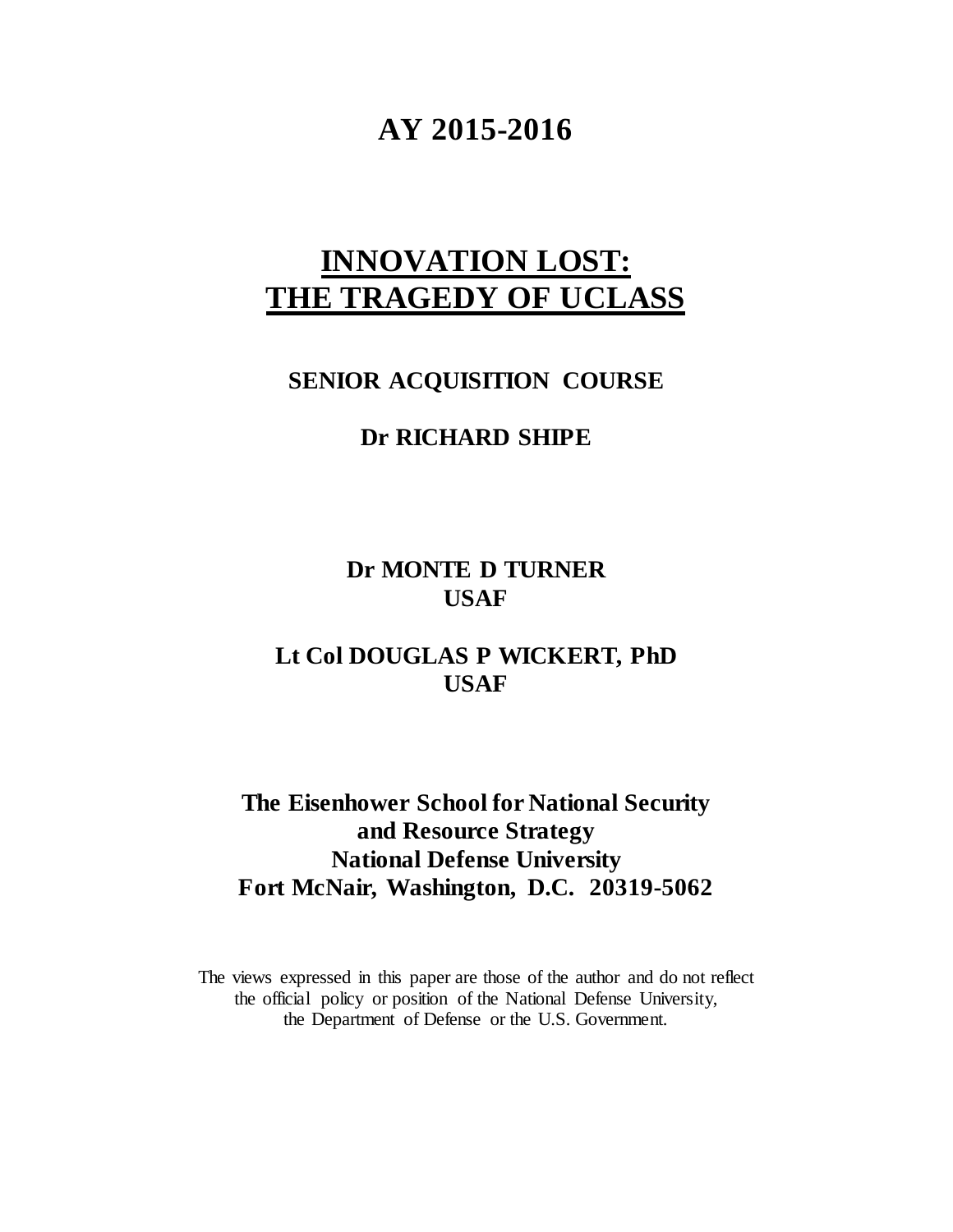# AY 2015-2016

# INNOVATION LOST: THE TRAGEDY OF UCLASS

**SENIOR ACQUISITION COURSE**

**Dr RICHARD SHIPE**

**Dr MONTE D TURNER**
**USAF**

**Lt Col DOUGLAS P WICKERT, PhD**
**USAF**

**The Eisenhower School for National Security and Resource Strategy**
**National Defense University**
**Fort McNair, Washington, D.C. 20319-5062**

The views expressed in this paper are those of the author and do not reflect the official policy or position of the National Defense University, the Department of Defense or the U.S. Government.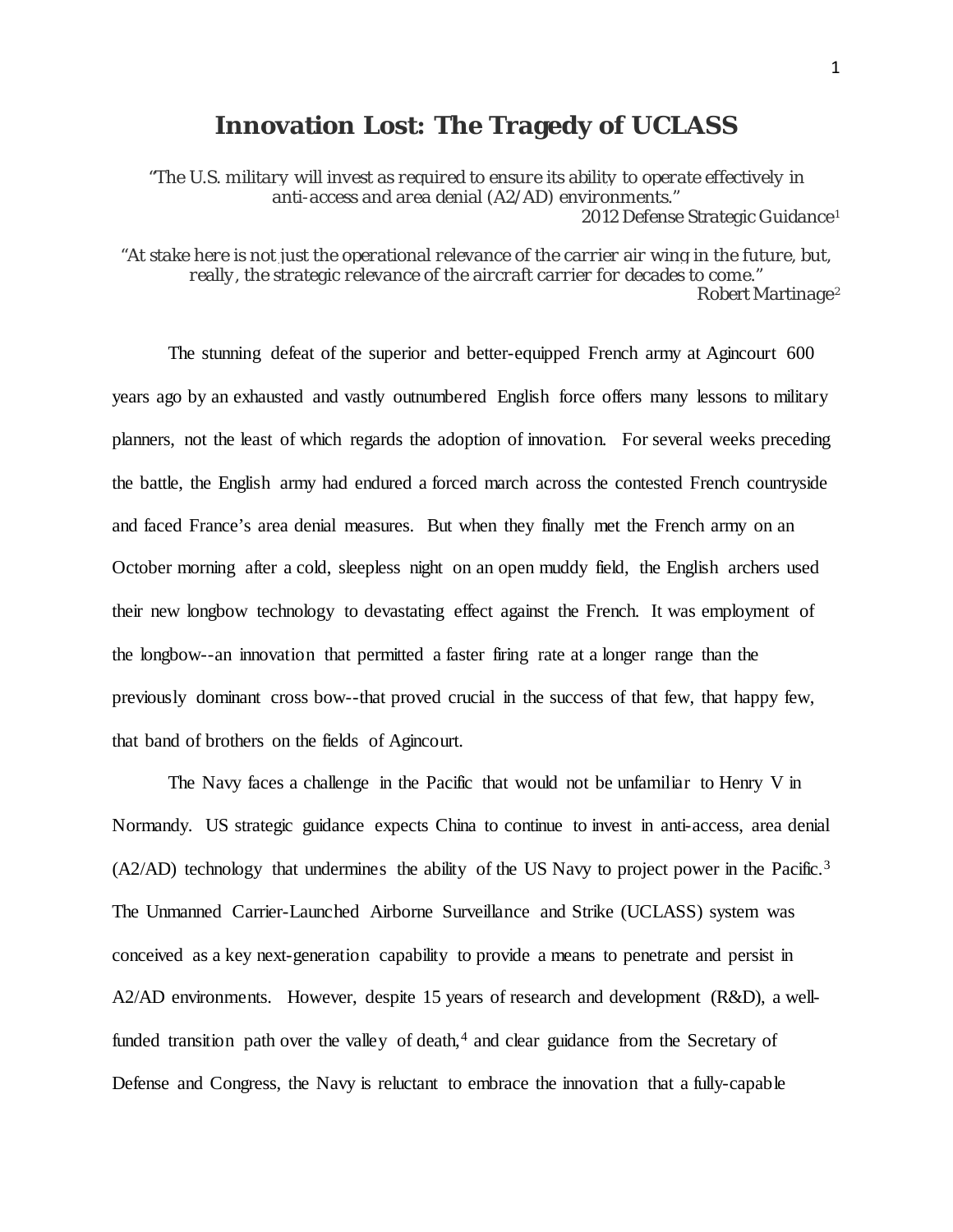# Innovation Lost: The Tragedy of UCLASS

"The U.S. military will invest as required to ensure its ability to operate effectively in anti-access and area denial (A2/AD) environments."

2012 Defense Strategic Guidance[1]

"At stake here is not just the operational relevance of the carrier air wing in the future, but, really, the strategic relevance of the aircraft carrier for decades to come."

Robert Martinage[2]

The stunning defeat of the superior and better-equipped French army at Agincourt 600 years ago by an exhausted and vastly outnumbered English force offers many lessons to military planners, not the least of which regards the adoption of innovation. For several weeks preceding the battle, the English army had endured a forced march across the contested French countryside and faced France's area denial measures. But when they finally met the French army on an October morning after a cold, sleepless night on an open muddy field, the English archers used their new longbow technology to devastating effect against the French. It was employment of the longbow--an innovation that permitted a faster firing rate at a longer range than the previously dominant cross bow--that proved crucial in the success of that few, that happy few, that band of brothers on the fields of Agincourt.

The Navy faces a challenge in the Pacific that would not be unfamiliar to Henry V in Normandy. US strategic guidance expects China to continue to invest in anti-access, area denial (A2/AD) technology that undermines the ability of the US Navy to project power in the Pacific.[3] The Unmanned Carrier-Launched Airborne Surveillance and Strike (UCLASS) system was conceived as a key next-generation capability to provide a means to penetrate and persist in A2/AD environments. However, despite 15 years of research and development (R&D), a well-funded transition path over the valley of death,[4] and clear guidance from the Secretary of Defense and Congress, the Navy is reluctant to embrace the innovation that a fully-capable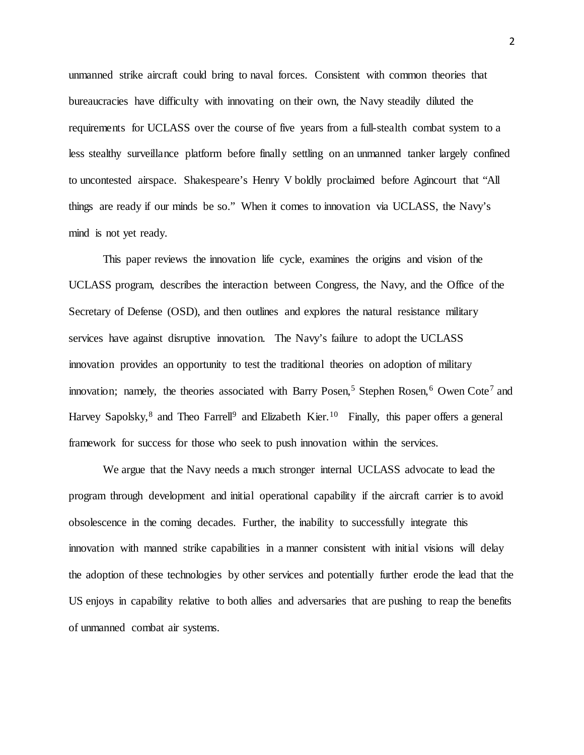unmanned strike aircraft could bring to naval forces. Consistent with common theories that bureaucracies have difficulty with innovating on their own, the Navy steadily diluted the requirements for UCLASS over the course of five years from a full-stealth combat system to a less stealthy surveillance platform before finally settling on an unmanned tanker largely confined to uncontested airspace. Shakespeare's Henry V boldly proclaimed before Agincourt that "All things are ready if our minds be so." When it comes to innovation via UCLASS, the Navy's mind is not yet ready.

This paper reviews the innovation life cycle, examines the origins and vision of the UCLASS program, describes the interaction between Congress, the Navy, and the Office of the Secretary of Defense (OSD), and then outlines and explores the natural resistance military services have against disruptive innovation. The Navy's failure to adopt the UCLASS innovation provides an opportunity to test the traditional theories on adoption of military innovation; namely, the theories associated with Barry Posen,[5] Stephen Rosen,[6] Owen Cote[7] and Harvey Sapolsky,[8] and Theo Farrell[9] and Elizabeth Kier.[10] Finally, this paper offers a general framework for success for those who seek to push innovation within the services.

We argue that the Navy needs a much stronger internal UCLASS advocate to lead the program through development and initial operational capability if the aircraft carrier is to avoid obsolescence in the coming decades. Further, the inability to successfully integrate this innovation with manned strike capabilities in a manner consistent with initial visions will delay the adoption of these technologies by other services and potentially further erode the lead that the US enjoys in capability relative to both allies and adversaries that are pushing to reap the benefits of unmanned combat air systems.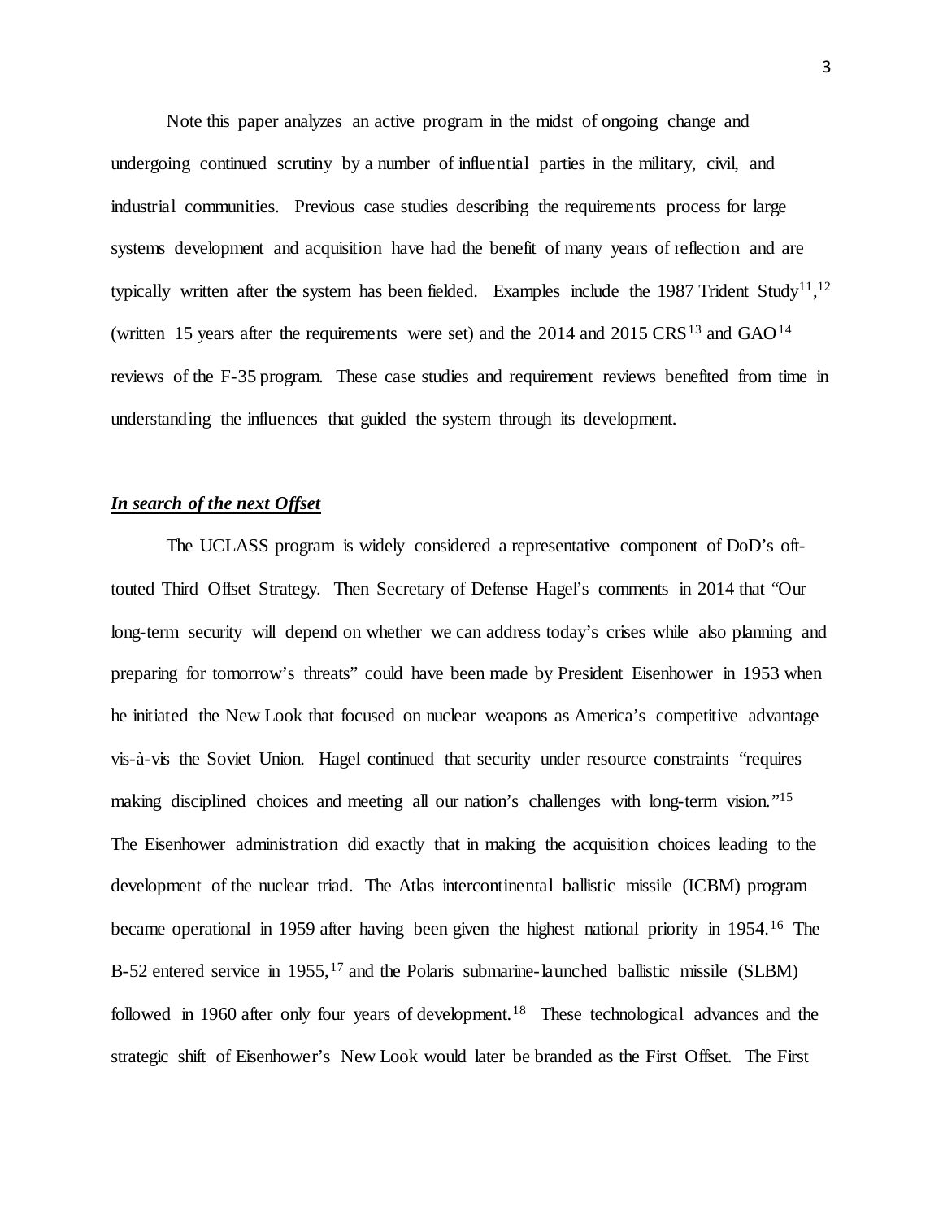Note this paper analyzes an active program in the midst of ongoing change and undergoing continued scrutiny by a number of influential parties in the military, civil, and industrial communities. Previous case studies describing the requirements process for large systems development and acquisition have had the benefit of many years of reflection and are typically written after the system has been fielded. Examples include the 1987 Trident Study[11],[12] (written 15 years after the requirements were set) and the 2014 and 2015 CRS[13] and GAO[14] reviews of the F-35 program. These case studies and requirement reviews benefited from time in understanding the influences that guided the system through its development.

## ***In search of the next Offset***

The UCLASS program is widely considered a representative component of DoD's oft-touted Third Offset Strategy. Then Secretary of Defense Hagel's comments in 2014 that "Our long-term security will depend on whether we can address today's crises while also planning and preparing for tomorrow's threats" could have been made by President Eisenhower in 1953 when he initiated the New Look that focused on nuclear weapons as America's competitive advantage vis-à-vis the Soviet Union. Hagel continued that security under resource constraints "requires making disciplined choices and meeting all our nation's challenges with long-term vision."[15] The Eisenhower administration did exactly that in making the acquisition choices leading to the development of the nuclear triad. The Atlas intercontinental ballistic missile (ICBM) program became operational in 1959 after having been given the highest national priority in 1954.[16] The B-52 entered service in 1955,[17] and the Polaris submarine-launched ballistic missile (SLBM) followed in 1960 after only four years of development.[18] These technological advances and the strategic shift of Eisenhower's New Look would later be branded as the First Offset. The First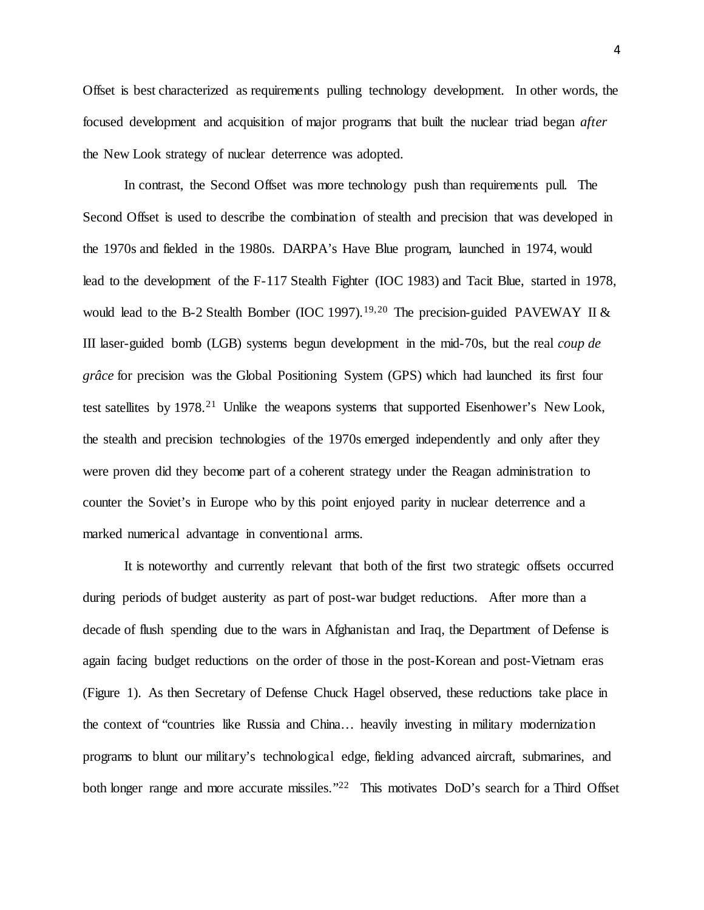Offset is best characterized as requirements pulling technology development. In other words, the focused development and acquisition of major programs that built the nuclear triad began *after* the New Look strategy of nuclear deterrence was adopted.

In contrast, the Second Offset was more technology push than requirements pull. The Second Offset is used to describe the combination of stealth and precision that was developed in the 1970s and fielded in the 1980s. DARPA's Have Blue program, launched in 1974, would lead to the development of the F-117 Stealth Fighter (IOC 1983) and Tacit Blue, started in 1978, would lead to the B-2 Stealth Bomber (IOC 1997).[19,20] The precision-guided PAVEWAY II & III laser-guided bomb (LGB) systems begun development in the mid-70s, but the real *coup de grâce* for precision was the Global Positioning System (GPS) which had launched its first four test satellites by 1978.[21] Unlike the weapons systems that supported Eisenhower's New Look, the stealth and precision technologies of the 1970s emerged independently and only after they were proven did they become part of a coherent strategy under the Reagan administration to counter the Soviet's in Europe who by this point enjoyed parity in nuclear deterrence and a marked numerical advantage in conventional arms.

It is noteworthy and currently relevant that both of the first two strategic offsets occurred during periods of budget austerity as part of post-war budget reductions. After more than a decade of flush spending due to the wars in Afghanistan and Iraq, the Department of Defense is again facing budget reductions on the order of those in the post-Korean and post-Vietnam eras (Figure 1). As then Secretary of Defense Chuck Hagel observed, these reductions take place in the context of "countries like Russia and China… heavily investing in military modernization programs to blunt our military's technological edge, fielding advanced aircraft, submarines, and both longer range and more accurate missiles."[22] This motivates DoD's search for a Third Offset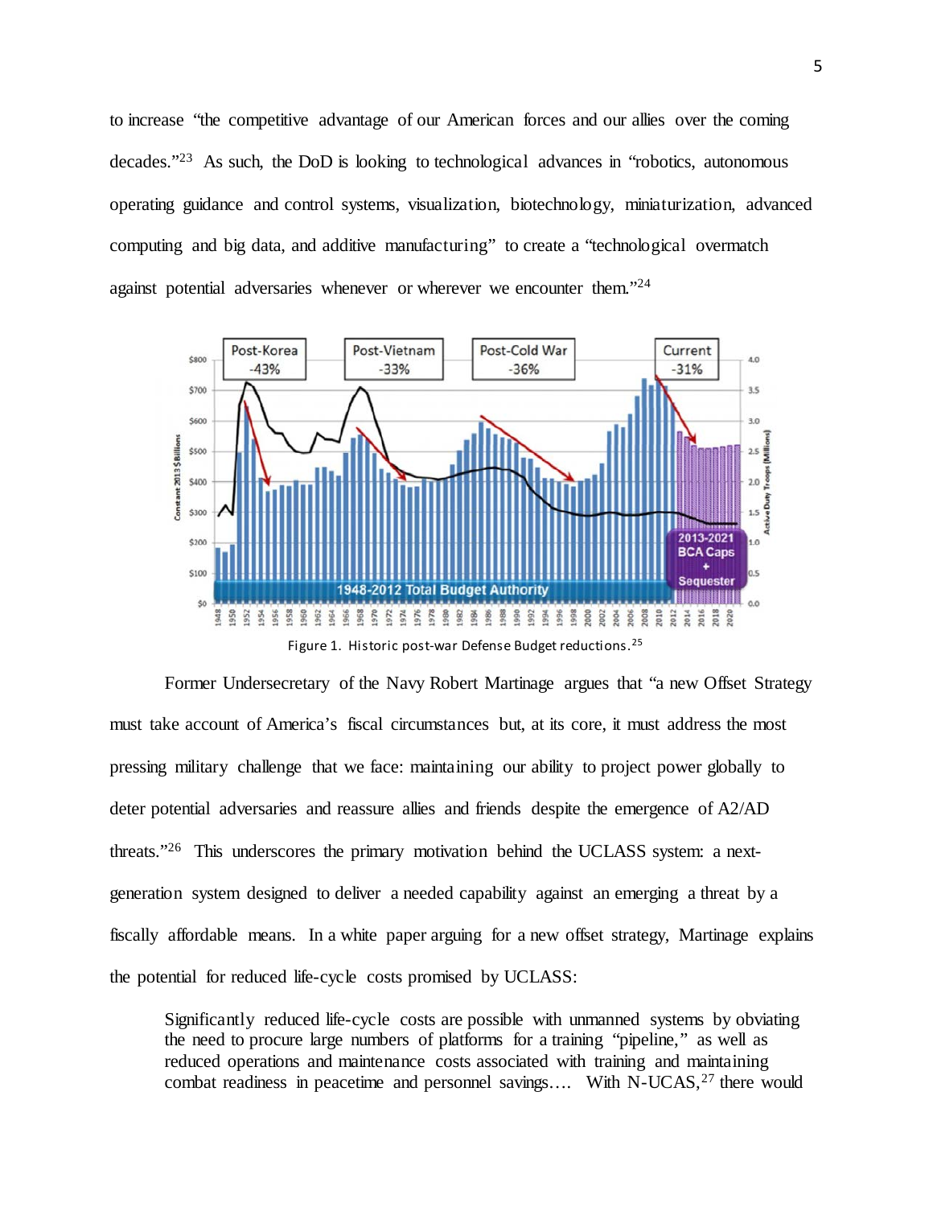to increase "the competitive advantage of our American forces and our allies over the coming decades."[23] As such, the DoD is looking to technological advances in "robotics, autonomous operating guidance and control systems, visualization, biotechnology, miniaturization, advanced computing and big data, and additive manufacturing" to create a "technological overmatch against potential adversaries whenever or wherever we encounter them."[24]

Figure 1. Historic post-war Defense Budget reductions.[25]

Former Undersecretary of the Navy Robert Martinage argues that "a new Offset Strategy must take account of America's fiscal circumstances but, at its core, it must address the most pressing military challenge that we face: maintaining our ability to project power globally to deter potential adversaries and reassure allies and friends despite the emergence of A2/AD threats."[26] This underscores the primary motivation behind the UCLASS system: a next-generation system designed to deliver a needed capability against an emerging a threat by a fiscally affordable means. In a white paper arguing for a new offset strategy, Martinage explains the potential for reduced life-cycle costs promised by UCLASS:

> Significantly reduced life-cycle costs are possible with unmanned systems by obviating the need to procure large numbers of platforms for a training "pipeline," as well as reduced operations and maintenance costs associated with training and maintaining combat readiness in peacetime and personnel savings…. With N-UCAS,[27] there would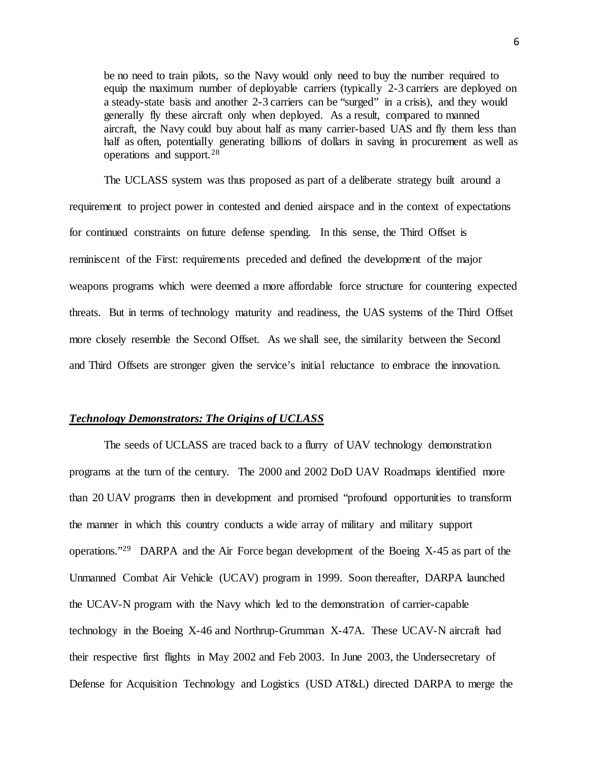> be no need to train pilots, so the Navy would only need to buy the number required to equip the maximum number of deployable carriers (typically 2-3 carriers are deployed on a steady-state basis and another 2-3 carriers can be "surged" in a crisis), and they would generally fly these aircraft only when deployed. As a result, compared to manned aircraft, the Navy could buy about half as many carrier-based UAS and fly them less than half as often, potentially generating billions of dollars in saving in procurement as well as operations and support.[28]

The UCLASS system was thus proposed as part of a deliberate strategy built around a requirement to project power in contested and denied airspace and in the context of expectations for continued constraints on future defense spending. In this sense, the Third Offset is reminiscent of the First: requirements preceded and defined the development of the major weapons programs which were deemed a more affordable force structure for countering expected threats. But in terms of technology maturity and readiness, the UAS systems of the Third Offset more closely resemble the Second Offset. As we shall see, the similarity between the Second and Third Offsets are stronger given the service's initial reluctance to embrace the innovation.

### ***Technology Demonstrators: The Origins of UCLASS***

The seeds of UCLASS are traced back to a flurry of UAV technology demonstration programs at the turn of the century. The 2000 and 2002 DoD UAV Roadmaps identified more than 20 UAV programs then in development and promised "profound opportunities to transform the manner in which this country conducts a wide array of military and military support operations."[29] DARPA and the Air Force began development of the Boeing X-45 as part of the Unmanned Combat Air Vehicle (UCAV) program in 1999. Soon thereafter, DARPA launched the UCAV-N program with the Navy which led to the demonstration of carrier-capable technology in the Boeing X-46 and Northrup-Grumman X-47A. These UCAV-N aircraft had their respective first flights in May 2002 and Feb 2003. In June 2003, the Undersecretary of Defense for Acquisition Technology and Logistics (USD AT&L) directed DARPA to merge the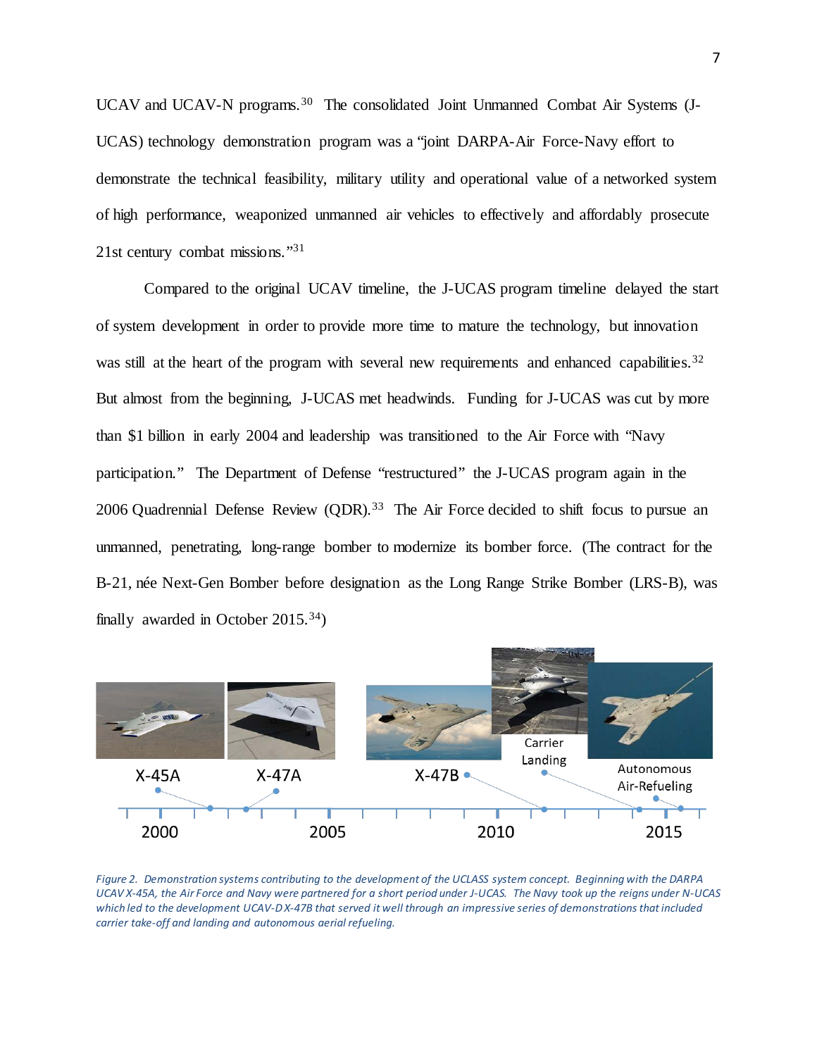UCAV and UCAV-N programs.[30] The consolidated Joint Unmanned Combat Air Systems (J-UCAS) technology demonstration program was a "joint DARPA-Air Force-Navy effort to demonstrate the technical feasibility, military utility and operational value of a networked system of high performance, weaponized unmanned air vehicles to effectively and affordably prosecute 21st century combat missions."[31]

Compared to the original UCAV timeline, the J-UCAS program timeline delayed the start of system development in order to provide more time to mature the technology, but innovation was still at the heart of the program with several new requirements and enhanced capabilities.[32] But almost from the beginning, J-UCAS met headwinds. Funding for J-UCAS was cut by more than $1 billion in early 2004 and leadership was transitioned to the Air Force with "Navy participation." The Department of Defense "restructured" the J-UCAS program again in the 2006 Quadrennial Defense Review (QDR).[33] The Air Force decided to shift focus to pursue an unmanned, penetrating, long-range bomber to modernize its bomber force. (The contract for the B-21, née Next-Gen Bomber before designation as the Long Range Strike Bomber (LRS-B), was finally awarded in October 2015.[34])

*Figure 2. Demonstration systems contributing to the development of the UCLASS system concept. Beginning with the DARPA UCAV X-45A, the Air Force and Navy were partnered for a short period under J-UCAS. The Navy took up the reigns under N-UCAS which led to the development UCAV-D X-47B that served it well through an impressive series of demonstrations that included carrier take-off and landing and autonomous aerial refueling.*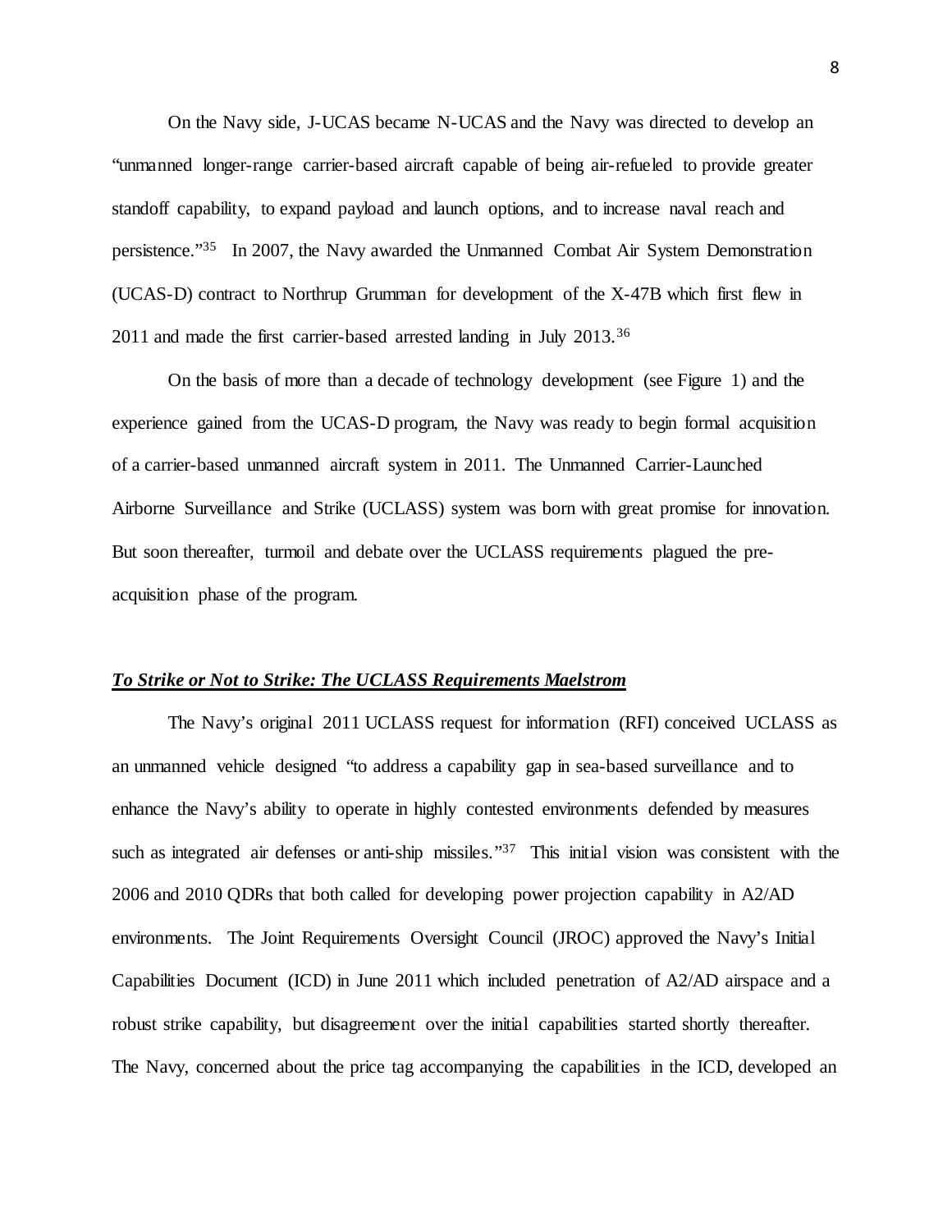On the Navy side, J-UCAS became N-UCAS and the Navy was directed to develop an "unmanned longer-range carrier-based aircraft capable of being air-refueled to provide greater standoff capability, to expand payload and launch options, and to increase naval reach and persistence."[35] In 2007, the Navy awarded the Unmanned Combat Air System Demonstration (UCAS-D) contract to Northrup Grumman for development of the X-47B which first flew in 2011 and made the first carrier-based arrested landing in July 2013.[36]

On the basis of more than a decade of technology development (see Figure 1) and the experience gained from the UCAS-D program, the Navy was ready to begin formal acquisition of a carrier-based unmanned aircraft system in 2011. The Unmanned Carrier-Launched Airborne Surveillance and Strike (UCLASS) system was born with great promise for innovation. But soon thereafter, turmoil and debate over the UCLASS requirements plagued the pre-acquisition phase of the program.

***To Strike or Not to Strike: The UCLASS Requirements Maelstrom***

The Navy's original 2011 UCLASS request for information (RFI) conceived UCLASS as an unmanned vehicle designed "to address a capability gap in sea-based surveillance and to enhance the Navy's ability to operate in highly contested environments defended by measures such as integrated air defenses or anti-ship missiles."[37] This initial vision was consistent with the 2006 and 2010 QDRs that both called for developing power projection capability in A2/AD environments. The Joint Requirements Oversight Council (JROC) approved the Navy's Initial Capabilities Document (ICD) in June 2011 which included penetration of A2/AD airspace and a robust strike capability, but disagreement over the initial capabilities started shortly thereafter. The Navy, concerned about the price tag accompanying the capabilities in the ICD, developed an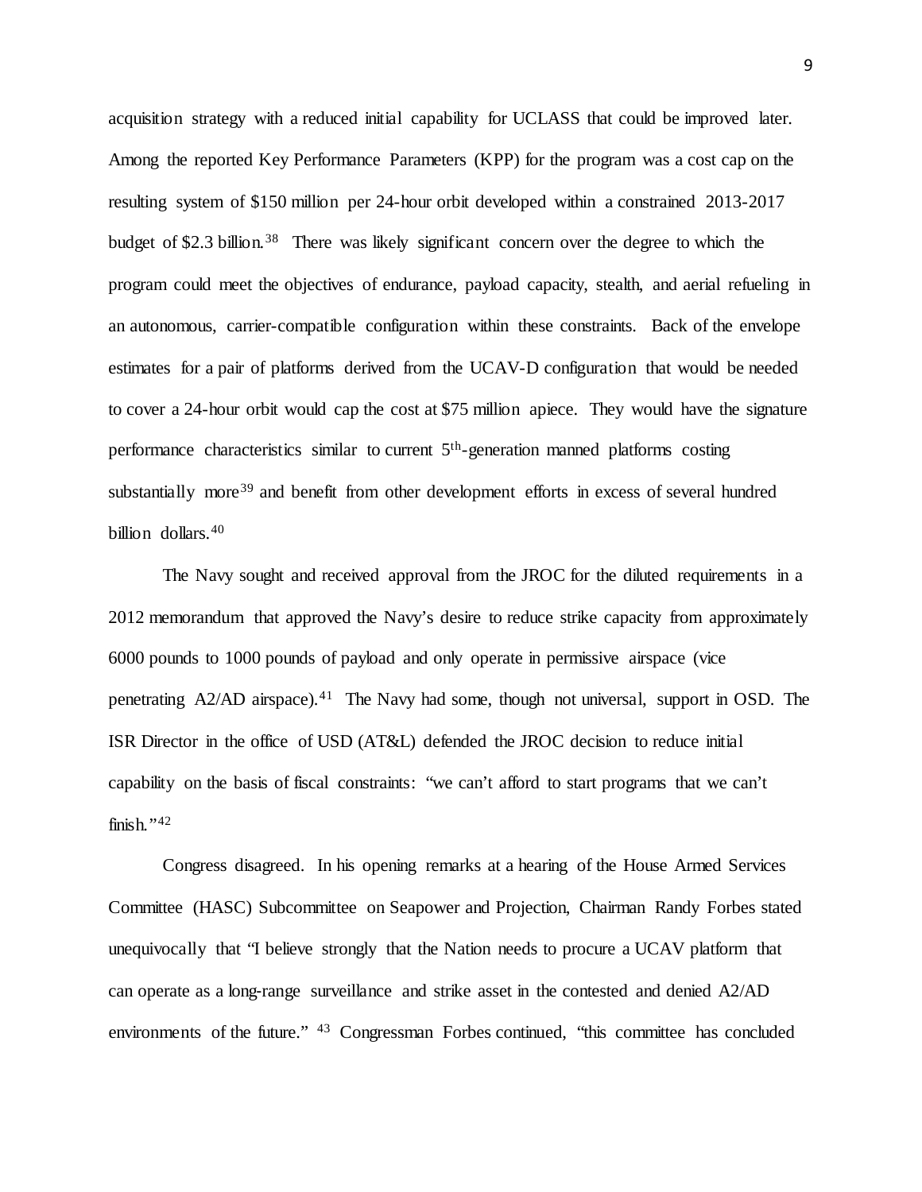acquisition strategy with a reduced initial capability for UCLASS that could be improved later. Among the reported Key Performance Parameters (KPP) for the program was a cost cap on the resulting system of $150 million per 24-hour orbit developed within a constrained 2013-2017 budget of $2.3 billion.[38] There was likely significant concern over the degree to which the program could meet the objectives of endurance, payload capacity, stealth, and aerial refueling in an autonomous, carrier-compatible configuration within these constraints. Back of the envelope estimates for a pair of platforms derived from the UCAV-D configuration that would be needed to cover a 24-hour orbit would cap the cost at $75 million apiece. They would have the signature performance characteristics similar to current 5th-generation manned platforms costing substantially more[39] and benefit from other development efforts in excess of several hundred billion dollars.[40]

The Navy sought and received approval from the JROC for the diluted requirements in a 2012 memorandum that approved the Navy's desire to reduce strike capacity from approximately 6000 pounds to 1000 pounds of payload and only operate in permissive airspace (vice penetrating A2/AD airspace).[41] The Navy had some, though not universal, support in OSD. The ISR Director in the office of USD (AT&L) defended the JROC decision to reduce initial capability on the basis of fiscal constraints: "we can't afford to start programs that we can't finish."[42]

Congress disagreed. In his opening remarks at a hearing of the House Armed Services Committee (HASC) Subcommittee on Seapower and Projection, Chairman Randy Forbes stated unequivocally that "I believe strongly that the Nation needs to procure a UCAV platform that can operate as a long-range surveillance and strike asset in the contested and denied A2/AD environments of the future." [43] Congressman Forbes continued, "this committee has concluded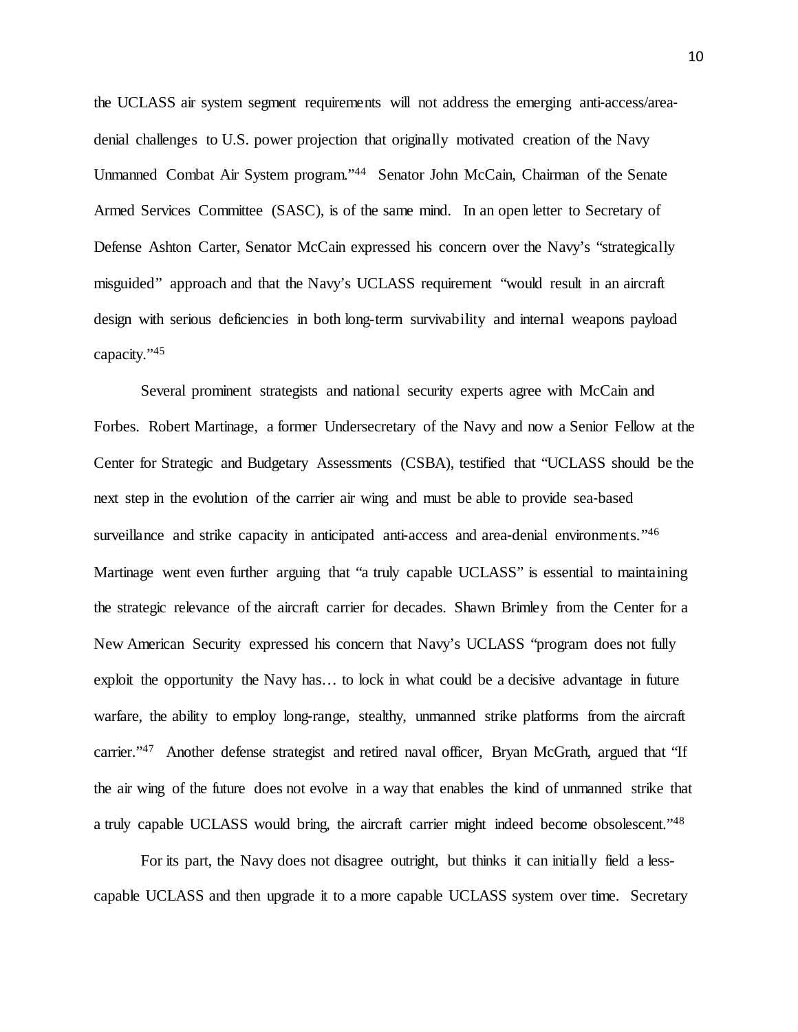the UCLASS air system segment requirements will not address the emerging anti-access/area-denial challenges to U.S. power projection that originally motivated creation of the Navy Unmanned Combat Air System program."[44] Senator John McCain, Chairman of the Senate Armed Services Committee (SASC), is of the same mind. In an open letter to Secretary of Defense Ashton Carter, Senator McCain expressed his concern over the Navy's "strategically misguided" approach and that the Navy's UCLASS requirement "would result in an aircraft design with serious deficiencies in both long-term survivability and internal weapons payload capacity."[45]

Several prominent strategists and national security experts agree with McCain and Forbes. Robert Martinage, a former Undersecretary of the Navy and now a Senior Fellow at the Center for Strategic and Budgetary Assessments (CSBA), testified that "UCLASS should be the next step in the evolution of the carrier air wing and must be able to provide sea-based surveillance and strike capacity in anticipated anti-access and area-denial environments."[46] Martinage went even further arguing that "a truly capable UCLASS" is essential to maintaining the strategic relevance of the aircraft carrier for decades. Shawn Brimley from the Center for a New American Security expressed his concern that Navy's UCLASS "program does not fully exploit the opportunity the Navy has… to lock in what could be a decisive advantage in future warfare, the ability to employ long-range, stealthy, unmanned strike platforms from the aircraft carrier."[47] Another defense strategist and retired naval officer, Bryan McGrath, argued that "If the air wing of the future does not evolve in a way that enables the kind of unmanned strike that a truly capable UCLASS would bring, the aircraft carrier might indeed become obsolescent."[48]

For its part, the Navy does not disagree outright, but thinks it can initially field a less-capable UCLASS and then upgrade it to a more capable UCLASS system over time. Secretary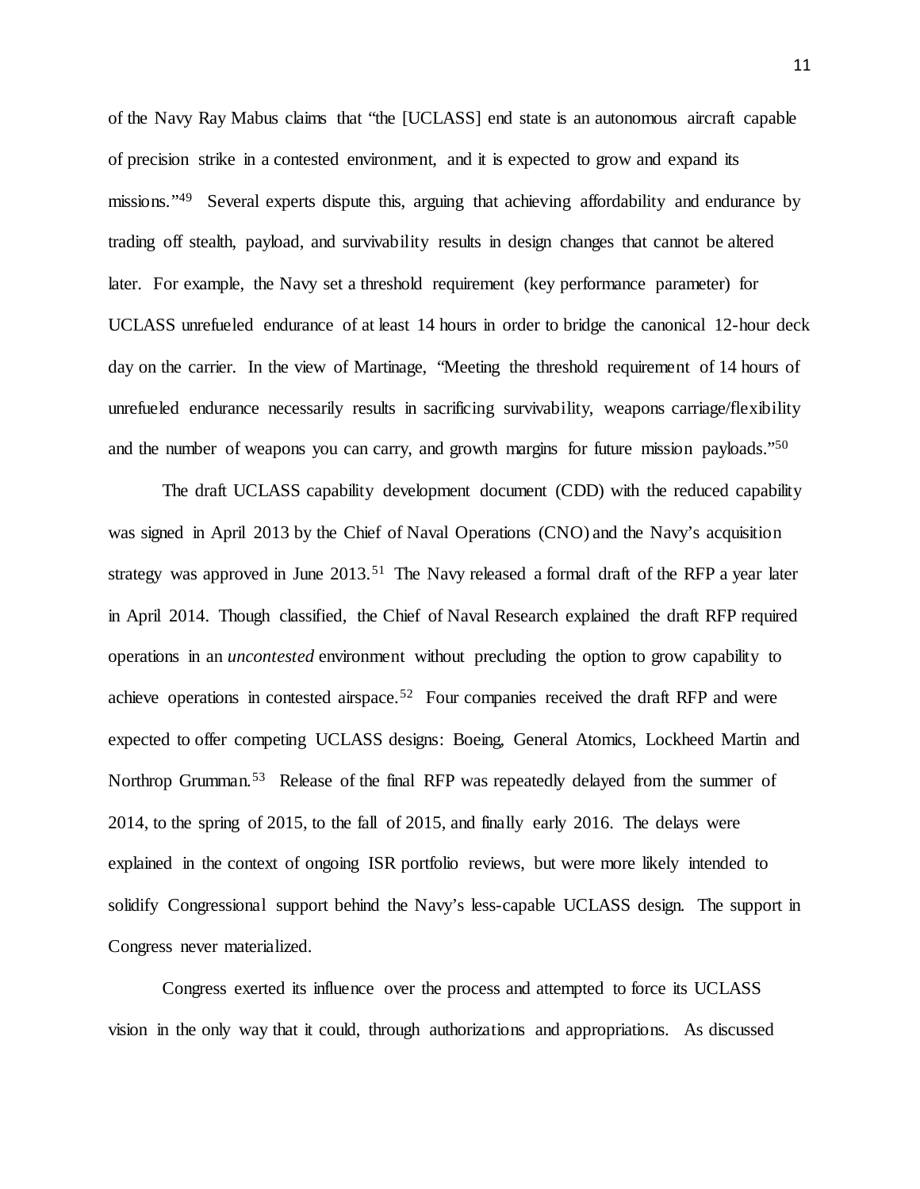of the Navy Ray Mabus claims that "the [UCLASS] end state is an autonomous aircraft capable of precision strike in a contested environment, and it is expected to grow and expand its missions."[49] Several experts dispute this, arguing that achieving affordability and endurance by trading off stealth, payload, and survivability results in design changes that cannot be altered later. For example, the Navy set a threshold requirement (key performance parameter) for UCLASS unrefueled endurance of at least 14 hours in order to bridge the canonical 12-hour deck day on the carrier. In the view of Martinage, "Meeting the threshold requirement of 14 hours of unrefueled endurance necessarily results in sacrificing survivability, weapons carriage/flexibility and the number of weapons you can carry, and growth margins for future mission payloads."[50]

The draft UCLASS capability development document (CDD) with the reduced capability was signed in April 2013 by the Chief of Naval Operations (CNO) and the Navy's acquisition strategy was approved in June 2013.[51] The Navy released a formal draft of the RFP a year later in April 2014. Though classified, the Chief of Naval Research explained the draft RFP required operations in an *uncontested* environment without precluding the option to grow capability to achieve operations in contested airspace.[52] Four companies received the draft RFP and were expected to offer competing UCLASS designs: Boeing, General Atomics, Lockheed Martin and Northrop Grumman.[53] Release of the final RFP was repeatedly delayed from the summer of 2014, to the spring of 2015, to the fall of 2015, and finally early 2016. The delays were explained in the context of ongoing ISR portfolio reviews, but were more likely intended to solidify Congressional support behind the Navy's less-capable UCLASS design. The support in Congress never materialized.

Congress exerted its influence over the process and attempted to force its UCLASS vision in the only way that it could, through authorizations and appropriations. As discussed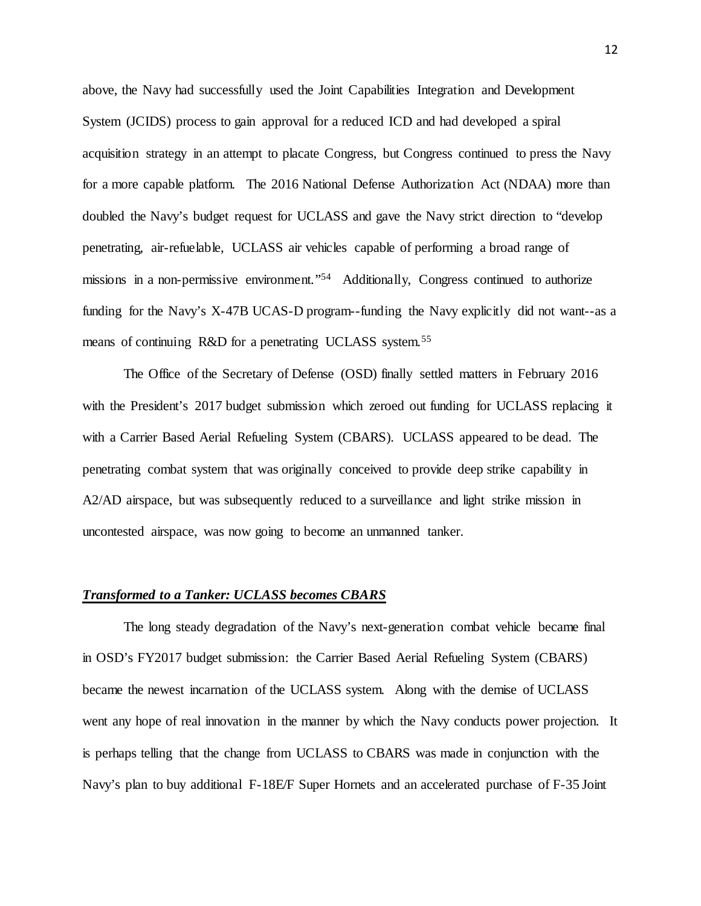above, the Navy had successfully used the Joint Capabilities Integration and Development System (JCIDS) process to gain approval for a reduced ICD and had developed a spiral acquisition strategy in an attempt to placate Congress, but Congress continued to press the Navy for a more capable platform. The 2016 National Defense Authorization Act (NDAA) more than doubled the Navy's budget request for UCLASS and gave the Navy strict direction to "develop penetrating, air-refuelable, UCLASS air vehicles capable of performing a broad range of missions in a non-permissive environment."[54] Additionally, Congress continued to authorize funding for the Navy's X-47B UCAS-D program--funding the Navy explicitly did not want--as a means of continuing R&D for a penetrating UCLASS system.[55]

The Office of the Secretary of Defense (OSD) finally settled matters in February 2016 with the President's 2017 budget submission which zeroed out funding for UCLASS replacing it with a Carrier Based Aerial Refueling System (CBARS). UCLASS appeared to be dead. The penetrating combat system that was originally conceived to provide deep strike capability in A2/AD airspace, but was subsequently reduced to a surveillance and light strike mission in uncontested airspace, was now going to become an unmanned tanker.

### ***Transformed to a Tanker: UCLASS becomes CBARS***

The long steady degradation of the Navy's next-generation combat vehicle became final in OSD's FY2017 budget submission: the Carrier Based Aerial Refueling System (CBARS) became the newest incarnation of the UCLASS system. Along with the demise of UCLASS went any hope of real innovation in the manner by which the Navy conducts power projection. It is perhaps telling that the change from UCLASS to CBARS was made in conjunction with the Navy's plan to buy additional F-18E/F Super Hornets and an accelerated purchase of F-35 Joint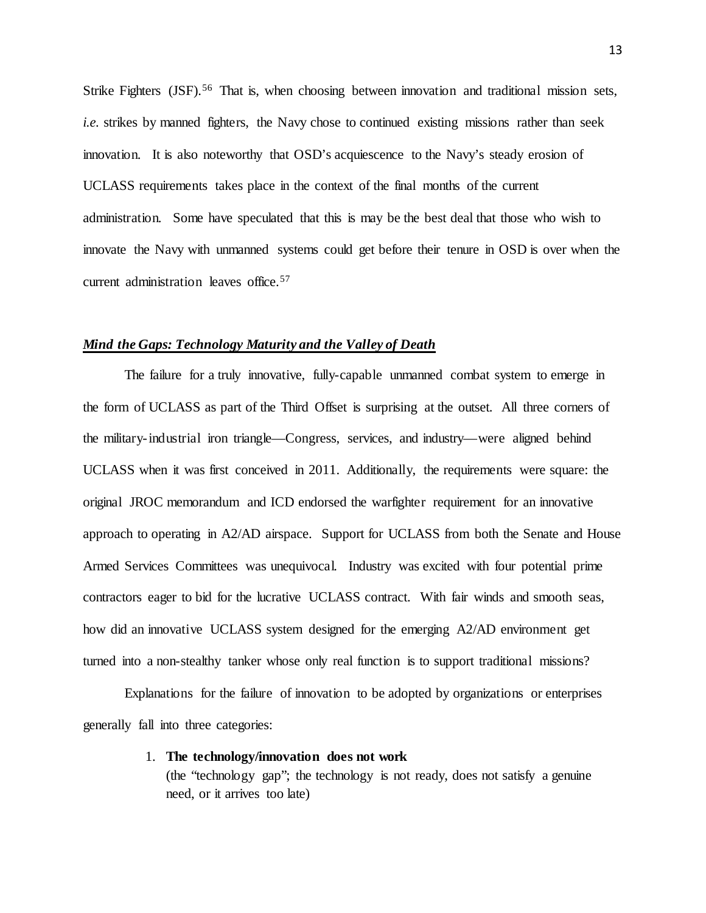Strike Fighters (JSF).[56] That is, when choosing between innovation and traditional mission sets, *i.e.* strikes by manned fighters, the Navy chose to continued existing missions rather than seek innovation. It is also noteworthy that OSD's acquiescence to the Navy's steady erosion of UCLASS requirements takes place in the context of the final months of the current administration. Some have speculated that this is may be the best deal that those who wish to innovate the Navy with unmanned systems could get before their tenure in OSD is over when the current administration leaves office.[57]

## ***Mind the Gaps: Technology Maturity and the Valley of Death***

The failure for a truly innovative, fully-capable unmanned combat system to emerge in the form of UCLASS as part of the Third Offset is surprising at the outset. All three corners of the military-industrial iron triangle—Congress, services, and industry—were aligned behind UCLASS when it was first conceived in 2011. Additionally, the requirements were square: the original JROC memorandum and ICD endorsed the warfighter requirement for an innovative approach to operating in A2/AD airspace. Support for UCLASS from both the Senate and House Armed Services Committees was unequivocal. Industry was excited with four potential prime contractors eager to bid for the lucrative UCLASS contract. With fair winds and smooth seas, how did an innovative UCLASS system designed for the emerging A2/AD environment get turned into a non-stealthy tanker whose only real function is to support traditional missions?

Explanations for the failure of innovation to be adopted by organizations or enterprises generally fall into three categories:

1. **The technology/innovation does not work**
   (the "technology gap"; the technology is not ready, does not satisfy a genuine need, or it arrives too late)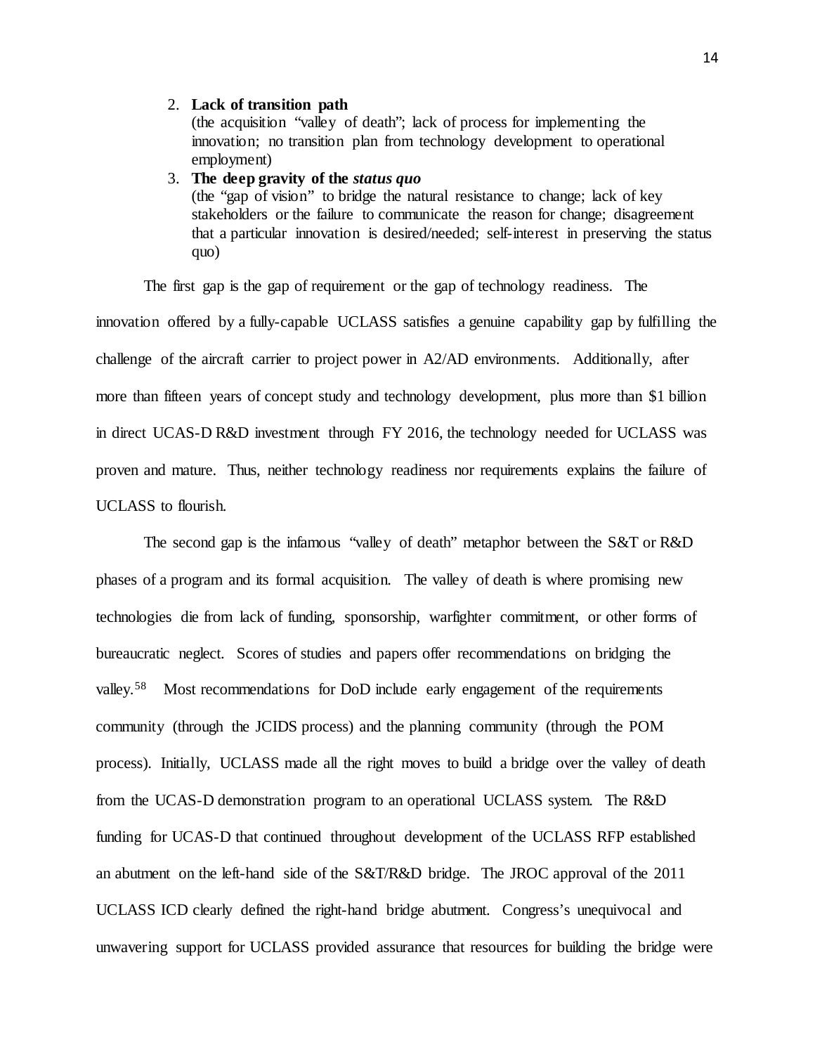2. **Lack of transition path**
   (the acquisition "valley of death"; lack of process for implementing the innovation; no transition plan from technology development to operational employment)
3. **The deep gravity of the *status quo***
   (the "gap of vision" to bridge the natural resistance to change; lack of key stakeholders or the failure to communicate the reason for change; disagreement that a particular innovation is desired/needed; self-interest in preserving the status quo)

The first gap is the gap of requirement or the gap of technology readiness. The innovation offered by a fully-capable UCLASS satisfies a genuine capability gap by fulfilling the challenge of the aircraft carrier to project power in A2/AD environments. Additionally, after more than fifteen years of concept study and technology development, plus more than $1 billion in direct UCAS-D R&D investment through FY 2016, the technology needed for UCLASS was proven and mature. Thus, neither technology readiness nor requirements explains the failure of UCLASS to flourish.

The second gap is the infamous "valley of death" metaphor between the S&T or R&D phases of a program and its formal acquisition. The valley of death is where promising new technologies die from lack of funding, sponsorship, warfighter commitment, or other forms of bureaucratic neglect. Scores of studies and papers offer recommendations on bridging the valley.[58] Most recommendations for DoD include early engagement of the requirements community (through the JCIDS process) and the planning community (through the POM process). Initially, UCLASS made all the right moves to build a bridge over the valley of death from the UCAS-D demonstration program to an operational UCLASS system. The R&D funding for UCAS-D that continued throughout development of the UCLASS RFP established an abutment on the left-hand side of the S&T/R&D bridge. The JROC approval of the 2011 UCLASS ICD clearly defined the right-hand bridge abutment. Congress's unequivocal and unwavering support for UCLASS provided assurance that resources for building the bridge were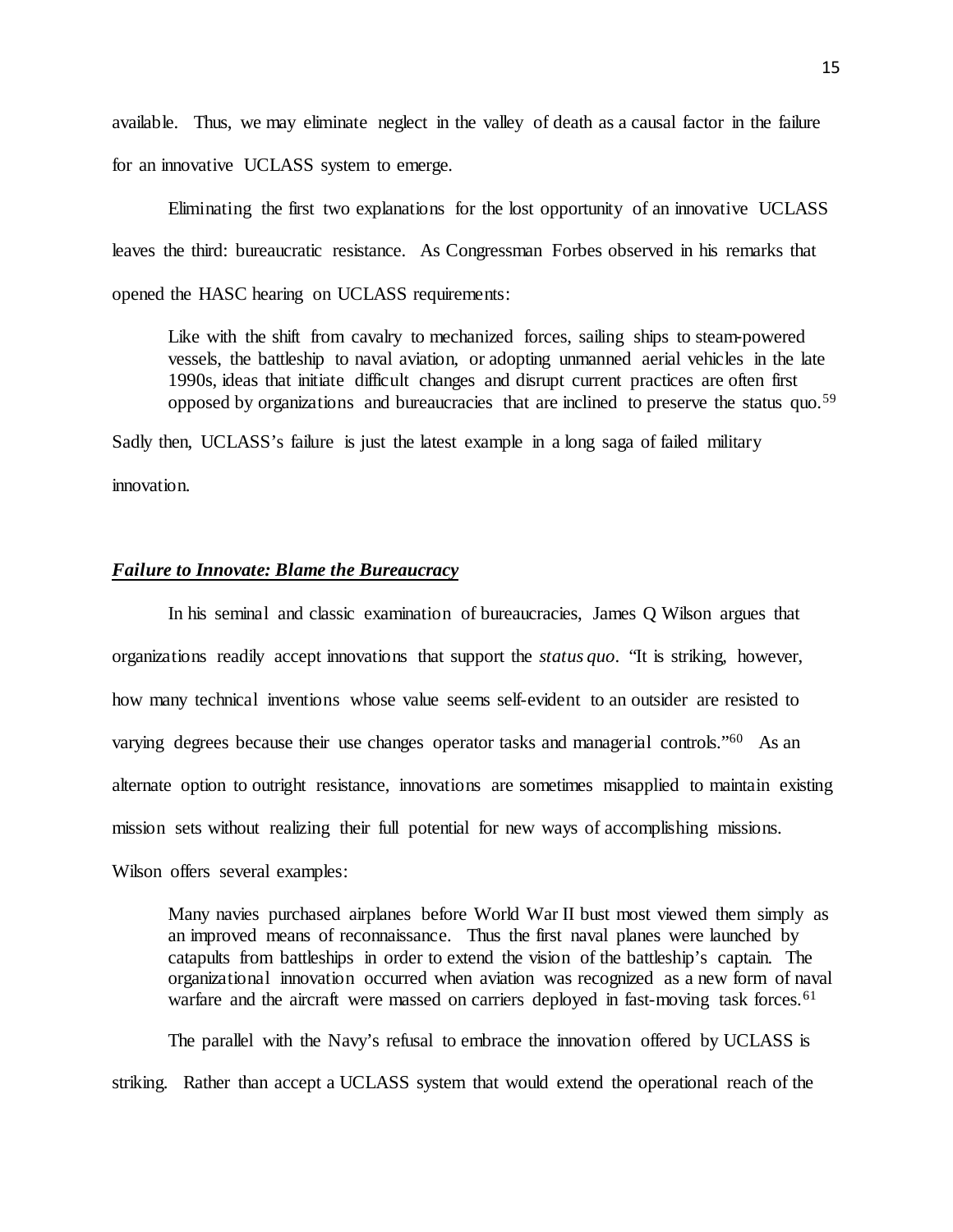available. Thus, we may eliminate neglect in the valley of death as a causal factor in the failure for an innovative UCLASS system to emerge.

Eliminating the first two explanations for the lost opportunity of an innovative UCLASS leaves the third: bureaucratic resistance. As Congressman Forbes observed in his remarks that opened the HASC hearing on UCLASS requirements:

> Like with the shift from cavalry to mechanized forces, sailing ships to steam-powered vessels, the battleship to naval aviation, or adopting unmanned aerial vehicles in the late 1990s, ideas that initiate difficult changes and disrupt current practices are often first opposed by organizations and bureaucracies that are inclined to preserve the status quo.[59]

Sadly then, UCLASS's failure is just the latest example in a long saga of failed military innovation.

## ***Failure to Innovate: Blame the Bureaucracy***

In his seminal and classic examination of bureaucracies, James Q Wilson argues that organizations readily accept innovations that support the *status quo*. "It is striking, however, how many technical inventions whose value seems self-evident to an outsider are resisted to varying degrees because their use changes operator tasks and managerial controls."[60] As an alternate option to outright resistance, innovations are sometimes misapplied to maintain existing mission sets without realizing their full potential for new ways of accomplishing missions. Wilson offers several examples:

> Many navies purchased airplanes before World War II bust most viewed them simply as an improved means of reconnaissance. Thus the first naval planes were launched by catapults from battleships in order to extend the vision of the battleship's captain. The organizational innovation occurred when aviation was recognized as a new form of naval warfare and the aircraft were massed on carriers deployed in fast-moving task forces.[61]

The parallel with the Navy's refusal to embrace the innovation offered by UCLASS is striking. Rather than accept a UCLASS system that would extend the operational reach of the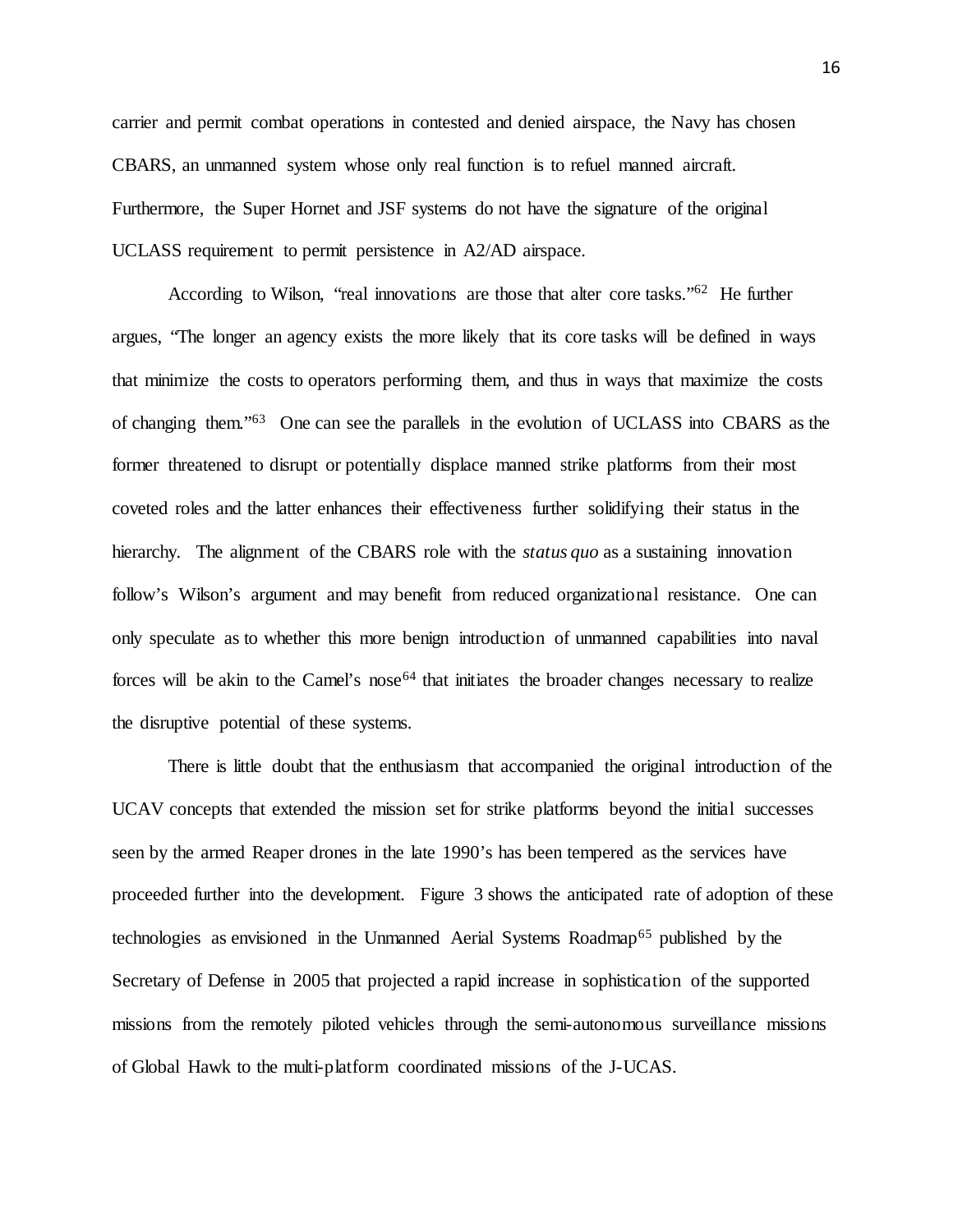carrier and permit combat operations in contested and denied airspace, the Navy has chosen CBARS, an unmanned system whose only real function is to refuel manned aircraft. Furthermore, the Super Hornet and JSF systems do not have the signature of the original UCLASS requirement to permit persistence in A2/AD airspace.

According to Wilson, "real innovations are those that alter core tasks."[62] He further argues, "The longer an agency exists the more likely that its core tasks will be defined in ways that minimize the costs to operators performing them, and thus in ways that maximize the costs of changing them."[63] One can see the parallels in the evolution of UCLASS into CBARS as the former threatened to disrupt or potentially displace manned strike platforms from their most coveted roles and the latter enhances their effectiveness further solidifying their status in the hierarchy. The alignment of the CBARS role with the *status quo* as a sustaining innovation follow's Wilson's argument and may benefit from reduced organizational resistance. One can only speculate as to whether this more benign introduction of unmanned capabilities into naval forces will be akin to the Camel's nose[64] that initiates the broader changes necessary to realize the disruptive potential of these systems.

There is little doubt that the enthusiasm that accompanied the original introduction of the UCAV concepts that extended the mission set for strike platforms beyond the initial successes seen by the armed Reaper drones in the late 1990's has been tempered as the services have proceeded further into the development. Figure 3 shows the anticipated rate of adoption of these technologies as envisioned in the Unmanned Aerial Systems Roadmap[65] published by the Secretary of Defense in 2005 that projected a rapid increase in sophistication of the supported missions from the remotely piloted vehicles through the semi-autonomous surveillance missions of Global Hawk to the multi-platform coordinated missions of the J-UCAS.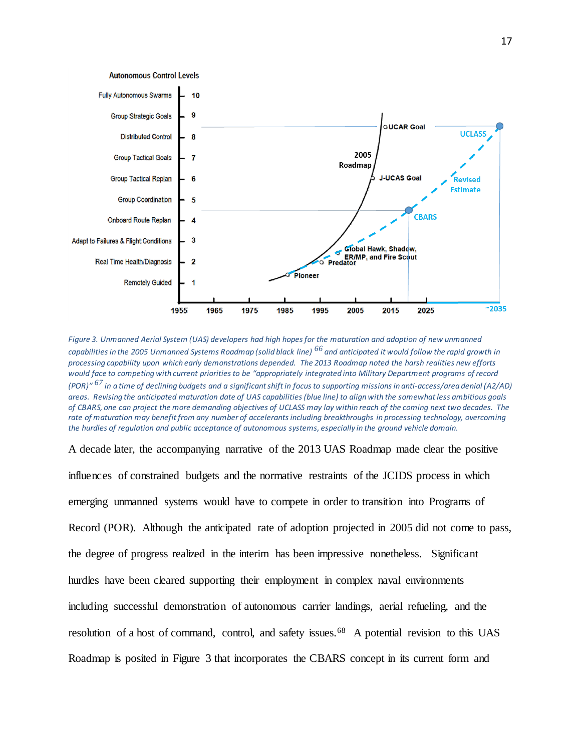*Figure 3. Unmanned Aerial System (UAS) developers had high hopes for the maturation and adoption of new unmanned capabilities in the 2005 Unmanned Systems Roadmap (solid black line)* [66] *and anticipated it would follow the rapid growth in processing capability upon which early demonstrations depended. The 2013 Roadmap noted the harsh realities new efforts would face to competing with current priorities to be "appropriately integrated into Military Department programs of record (POR)"* [67] *in a time of declining budgets and a significant shift in focus to supporting missions in anti-access/area denial (A2/AD) areas. Revising the anticipated maturation date of UAS capabilities (blue line) to align with the somewhat less ambitious goals of CBARS, one can project the more demanding objectives of UCLASS may lay within reach of the coming next two decades. The rate of maturation may benefit from any number of accelerants including breakthroughs in processing technology, overcoming the hurdles of regulation and public acceptance of autonomous systems, especially in the ground vehicle domain.*

A decade later, the accompanying narrative of the 2013 UAS Roadmap made clear the positive influences of constrained budgets and the normative restraints of the JCIDS process in which emerging unmanned systems would have to compete in order to transition into Programs of Record (POR). Although the anticipated rate of adoption projected in 2005 did not come to pass, the degree of progress realized in the interim has been impressive nonetheless. Significant hurdles have been cleared supporting their employment in complex naval environments including successful demonstration of autonomous carrier landings, aerial refueling, and the resolution of a host of command, control, and safety issues.[68] A potential revision to this UAS Roadmap is posited in Figure 3 that incorporates the CBARS concept in its current form and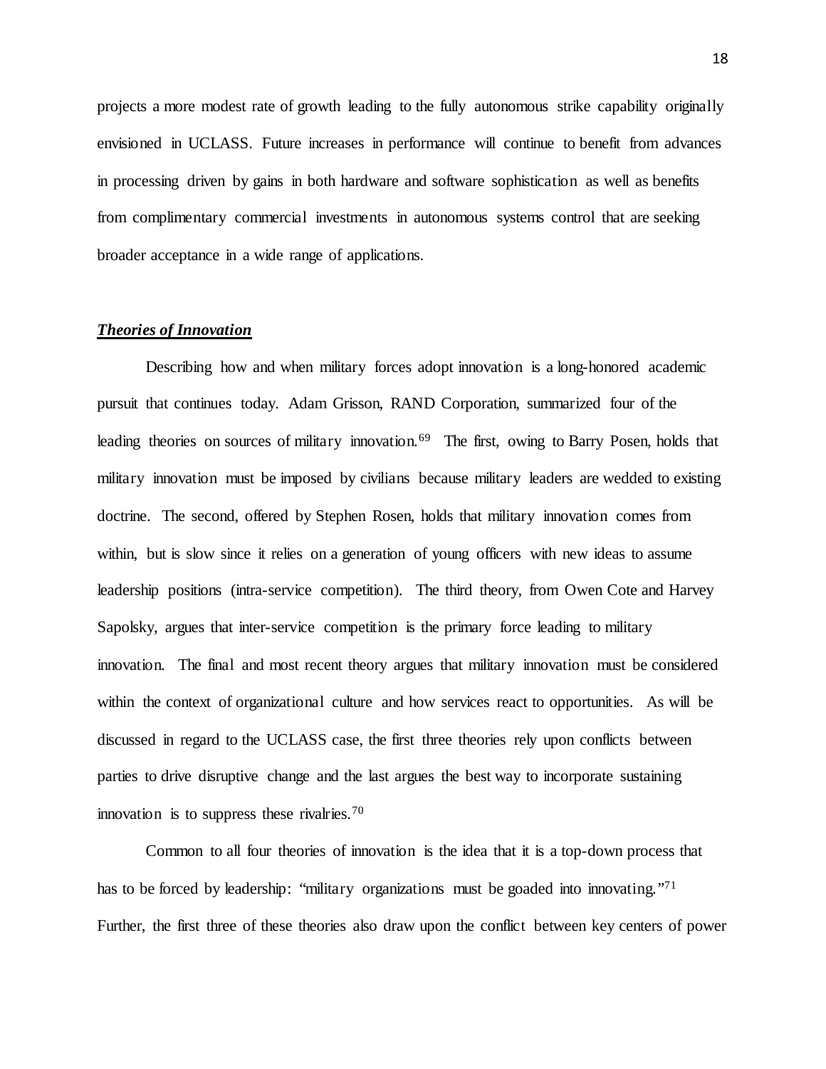projects a more modest rate of growth leading to the fully autonomous strike capability originally envisioned in UCLASS. Future increases in performance will continue to benefit from advances in processing driven by gains in both hardware and software sophistication as well as benefits from complimentary commercial investments in autonomous systems control that are seeking broader acceptance in a wide range of applications.

### ***Theories of Innovation***

Describing how and when military forces adopt innovation is a long-honored academic pursuit that continues today. Adam Grisson, RAND Corporation, summarized four of the leading theories on sources of military innovation.[69] The first, owing to Barry Posen, holds that military innovation must be imposed by civilians because military leaders are wedded to existing doctrine. The second, offered by Stephen Rosen, holds that military innovation comes from within, but is slow since it relies on a generation of young officers with new ideas to assume leadership positions (intra-service competition). The third theory, from Owen Cote and Harvey Sapolsky, argues that inter-service competition is the primary force leading to military innovation. The final and most recent theory argues that military innovation must be considered within the context of organizational culture and how services react to opportunities. As will be discussed in regard to the UCLASS case, the first three theories rely upon conflicts between parties to drive disruptive change and the last argues the best way to incorporate sustaining innovation is to suppress these rivalries.[70]

Common to all four theories of innovation is the idea that it is a top-down process that has to be forced by leadership: "military organizations must be goaded into innovating."[71] Further, the first three of these theories also draw upon the conflict between key centers of power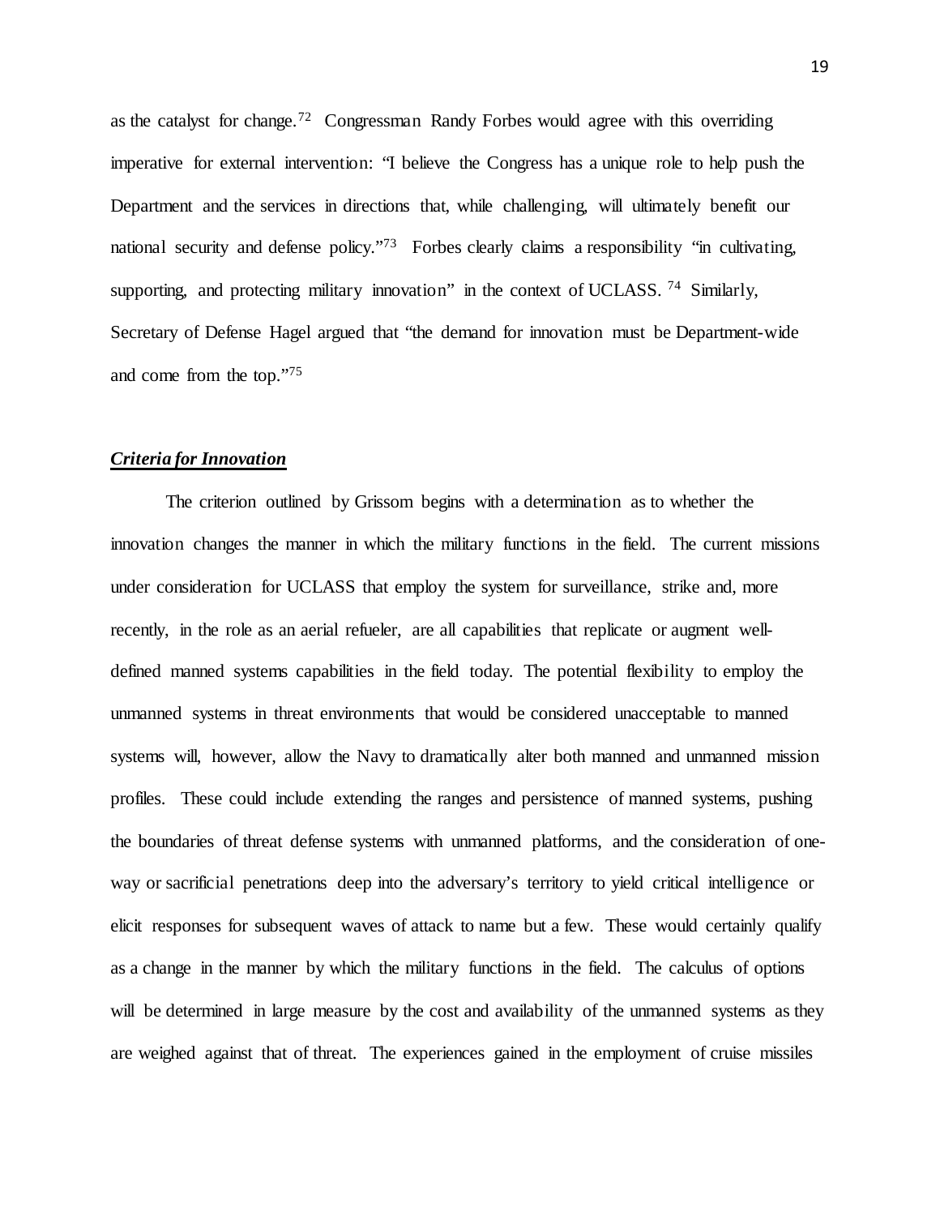as the catalyst for change.[72] Congressman Randy Forbes would agree with this overriding imperative for external intervention: "I believe the Congress has a unique role to help push the Department and the services in directions that, while challenging, will ultimately benefit our national security and defense policy."[73] Forbes clearly claims a responsibility "in cultivating, supporting, and protecting military innovation" in the context of UCLASS.[74] Similarly, Secretary of Defense Hagel argued that "the demand for innovation must be Department-wide and come from the top."[75]

### ***Criteria for Innovation***

The criterion outlined by Grissom begins with a determination as to whether the innovation changes the manner in which the military functions in the field. The current missions under consideration for UCLASS that employ the system for surveillance, strike and, more recently, in the role as an aerial refueler, are all capabilities that replicate or augment well-defined manned systems capabilities in the field today. The potential flexibility to employ the unmanned systems in threat environments that would be considered unacceptable to manned systems will, however, allow the Navy to dramatically alter both manned and unmanned mission profiles. These could include extending the ranges and persistence of manned systems, pushing the boundaries of threat defense systems with unmanned platforms, and the consideration of one-way or sacrificial penetrations deep into the adversary's territory to yield critical intelligence or elicit responses for subsequent waves of attack to name but a few. These would certainly qualify as a change in the manner by which the military functions in the field. The calculus of options will be determined in large measure by the cost and availability of the unmanned systems as they are weighed against that of threat. The experiences gained in the employment of cruise missiles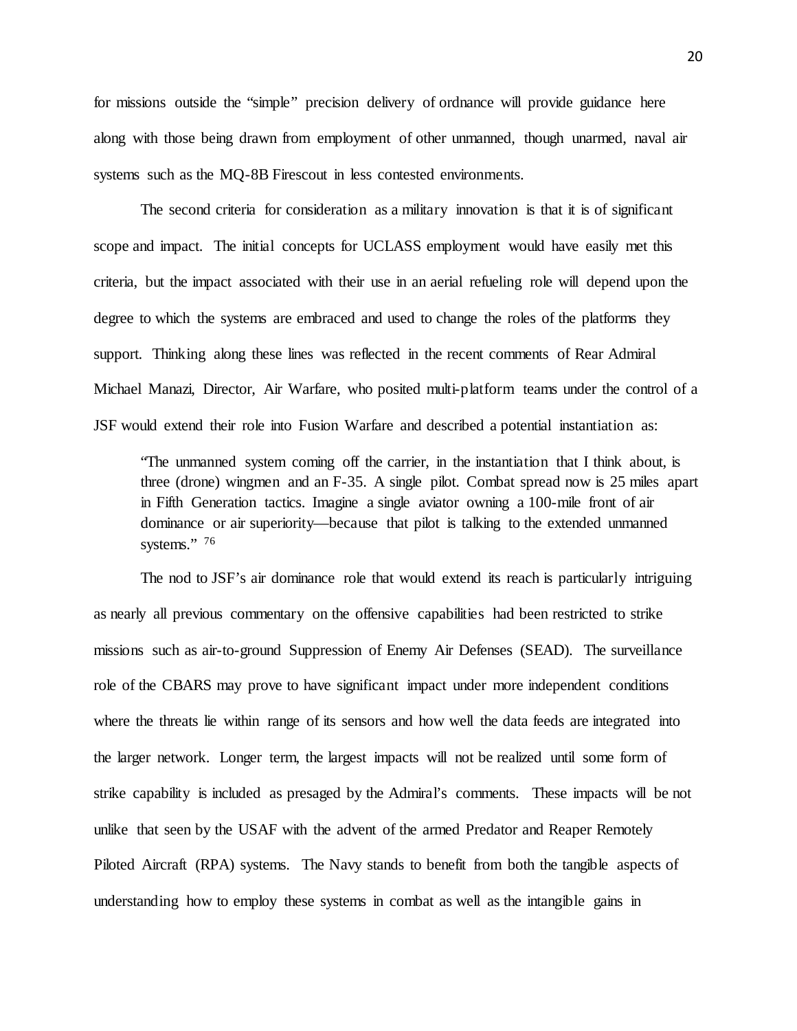for missions outside the "simple" precision delivery of ordnance will provide guidance here along with those being drawn from employment of other unmanned, though unarmed, naval air systems such as the MQ-8B Firescout in less contested environments.

The second criteria for consideration as a military innovation is that it is of significant scope and impact. The initial concepts for UCLASS employment would have easily met this criteria, but the impact associated with their use in an aerial refueling role will depend upon the degree to which the systems are embraced and used to change the roles of the platforms they support. Thinking along these lines was reflected in the recent comments of Rear Admiral Michael Manazi, Director, Air Warfare, who posited multi-platform teams under the control of a JSF would extend their role into Fusion Warfare and described a potential instantiation as:

> "The unmanned system coming off the carrier, in the instantiation that I think about, is three (drone) wingmen and an F-35. A single pilot. Combat spread now is 25 miles apart in Fifth Generation tactics. Imagine a single aviator owning a 100-mile front of air dominance or air superiority—because that pilot is talking to the extended unmanned systems." [76]

The nod to JSF's air dominance role that would extend its reach is particularly intriguing as nearly all previous commentary on the offensive capabilities had been restricted to strike missions such as air-to-ground Suppression of Enemy Air Defenses (SEAD). The surveillance role of the CBARS may prove to have significant impact under more independent conditions where the threats lie within range of its sensors and how well the data feeds are integrated into the larger network. Longer term, the largest impacts will not be realized until some form of strike capability is included as presaged by the Admiral's comments. These impacts will be not unlike that seen by the USAF with the advent of the armed Predator and Reaper Remotely Piloted Aircraft (RPA) systems. The Navy stands to benefit from both the tangible aspects of understanding how to employ these systems in combat as well as the intangible gains in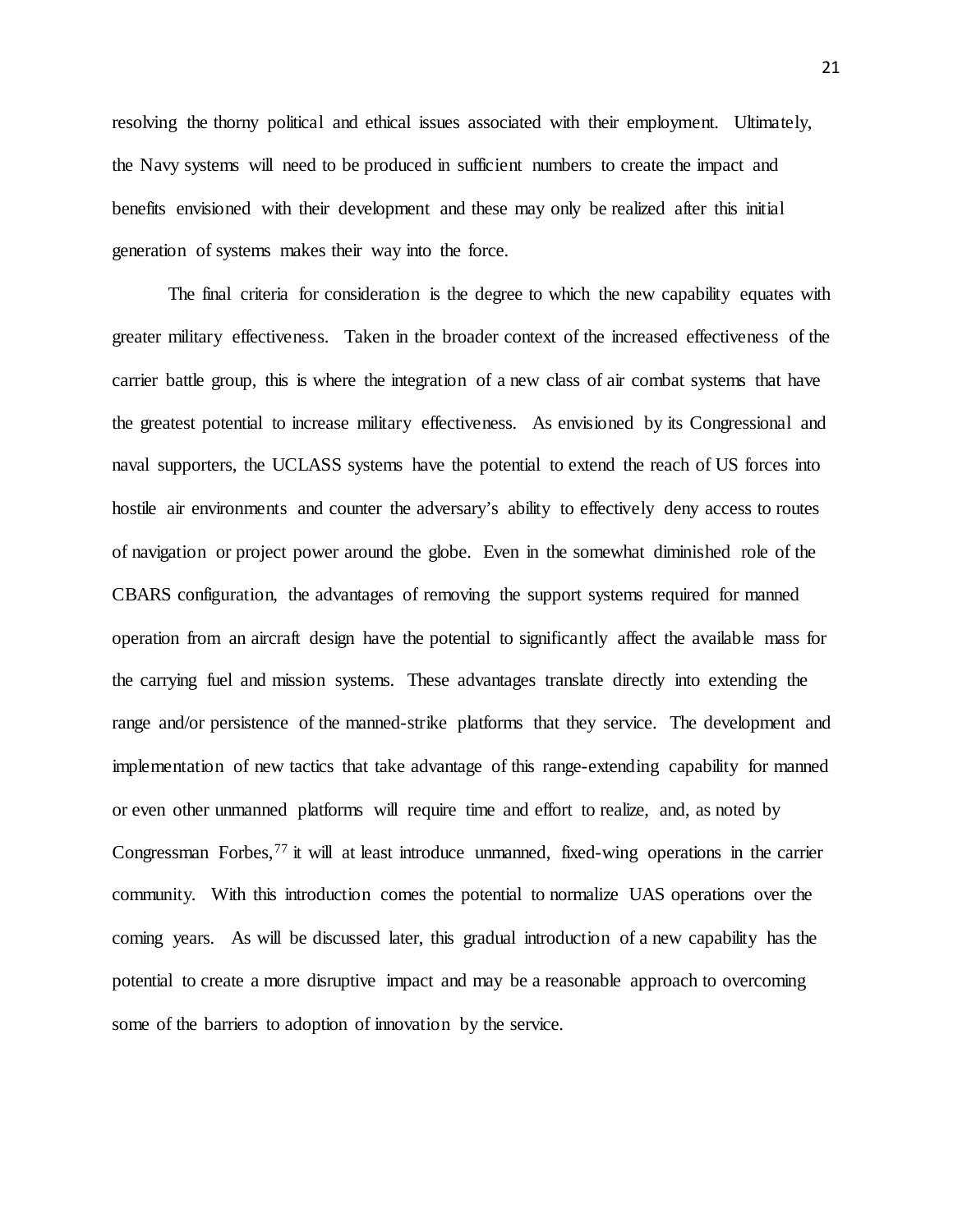resolving the thorny political and ethical issues associated with their employment. Ultimately, the Navy systems will need to be produced in sufficient numbers to create the impact and benefits envisioned with their development and these may only be realized after this initial generation of systems makes their way into the force.

The final criteria for consideration is the degree to which the new capability equates with greater military effectiveness. Taken in the broader context of the increased effectiveness of the carrier battle group, this is where the integration of a new class of air combat systems that have the greatest potential to increase military effectiveness. As envisioned by its Congressional and naval supporters, the UCLASS systems have the potential to extend the reach of US forces into hostile air environments and counter the adversary's ability to effectively deny access to routes of navigation or project power around the globe. Even in the somewhat diminished role of the CBARS configuration, the advantages of removing the support systems required for manned operation from an aircraft design have the potential to significantly affect the available mass for the carrying fuel and mission systems. These advantages translate directly into extending the range and/or persistence of the manned-strike platforms that they service. The development and implementation of new tactics that take advantage of this range-extending capability for manned or even other unmanned platforms will require time and effort to realize, and, as noted by Congressman Forbes,[77] it will at least introduce unmanned, fixed-wing operations in the carrier community. With this introduction comes the potential to normalize UAS operations over the coming years. As will be discussed later, this gradual introduction of a new capability has the potential to create a more disruptive impact and may be a reasonable approach to overcoming some of the barriers to adoption of innovation by the service.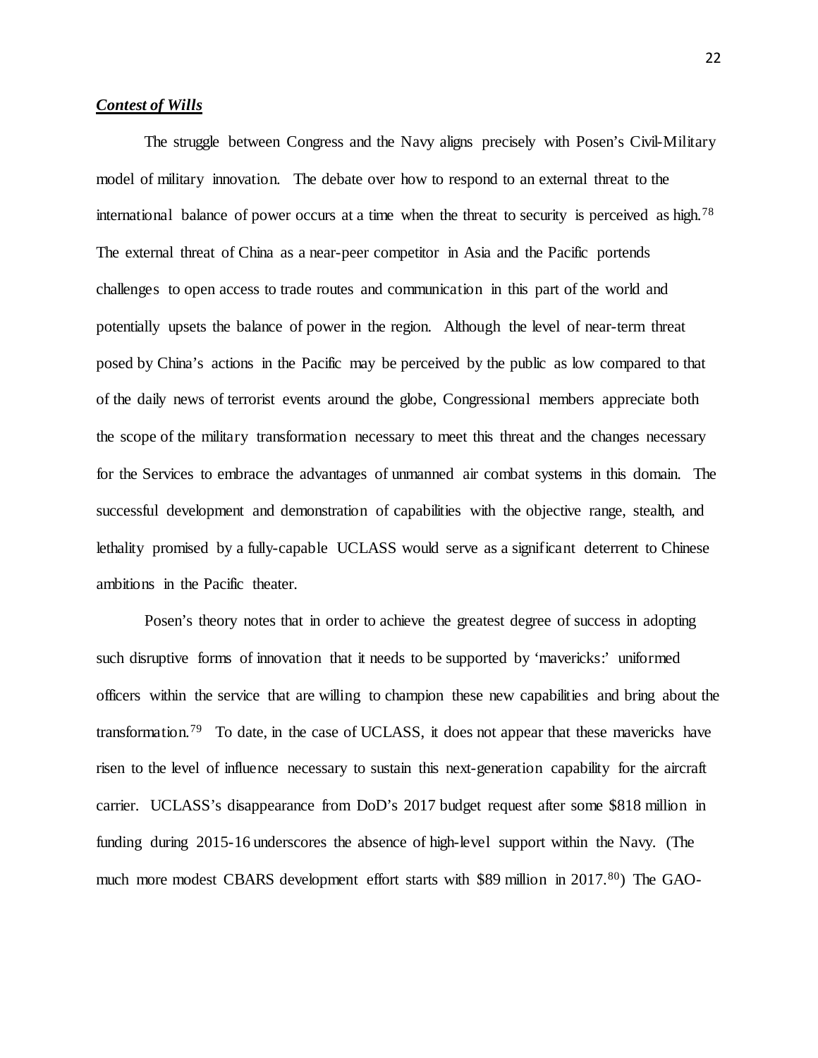***Contest of Wills***

The struggle between Congress and the Navy aligns precisely with Posen's Civil-Military model of military innovation. The debate over how to respond to an external threat to the international balance of power occurs at a time when the threat to security is perceived as high.[78] The external threat of China as a near-peer competitor in Asia and the Pacific portends challenges to open access to trade routes and communication in this part of the world and potentially upsets the balance of power in the region. Although the level of near-term threat posed by China's actions in the Pacific may be perceived by the public as low compared to that of the daily news of terrorist events around the globe, Congressional members appreciate both the scope of the military transformation necessary to meet this threat and the changes necessary for the Services to embrace the advantages of unmanned air combat systems in this domain. The successful development and demonstration of capabilities with the objective range, stealth, and lethality promised by a fully-capable UCLASS would serve as a significant deterrent to Chinese ambitions in the Pacific theater.

Posen's theory notes that in order to achieve the greatest degree of success in adopting such disruptive forms of innovation that it needs to be supported by 'mavericks:' uniformed officers within the service that are willing to champion these new capabilities and bring about the transformation.[79] To date, in the case of UCLASS, it does not appear that these mavericks have risen to the level of influence necessary to sustain this next-generation capability for the aircraft carrier. UCLASS's disappearance from DoD's 2017 budget request after some $818 million in funding during 2015-16 underscores the absence of high-level support within the Navy. (The much more modest CBARS development effort starts with $89 million in 2017.[80]) The GAO-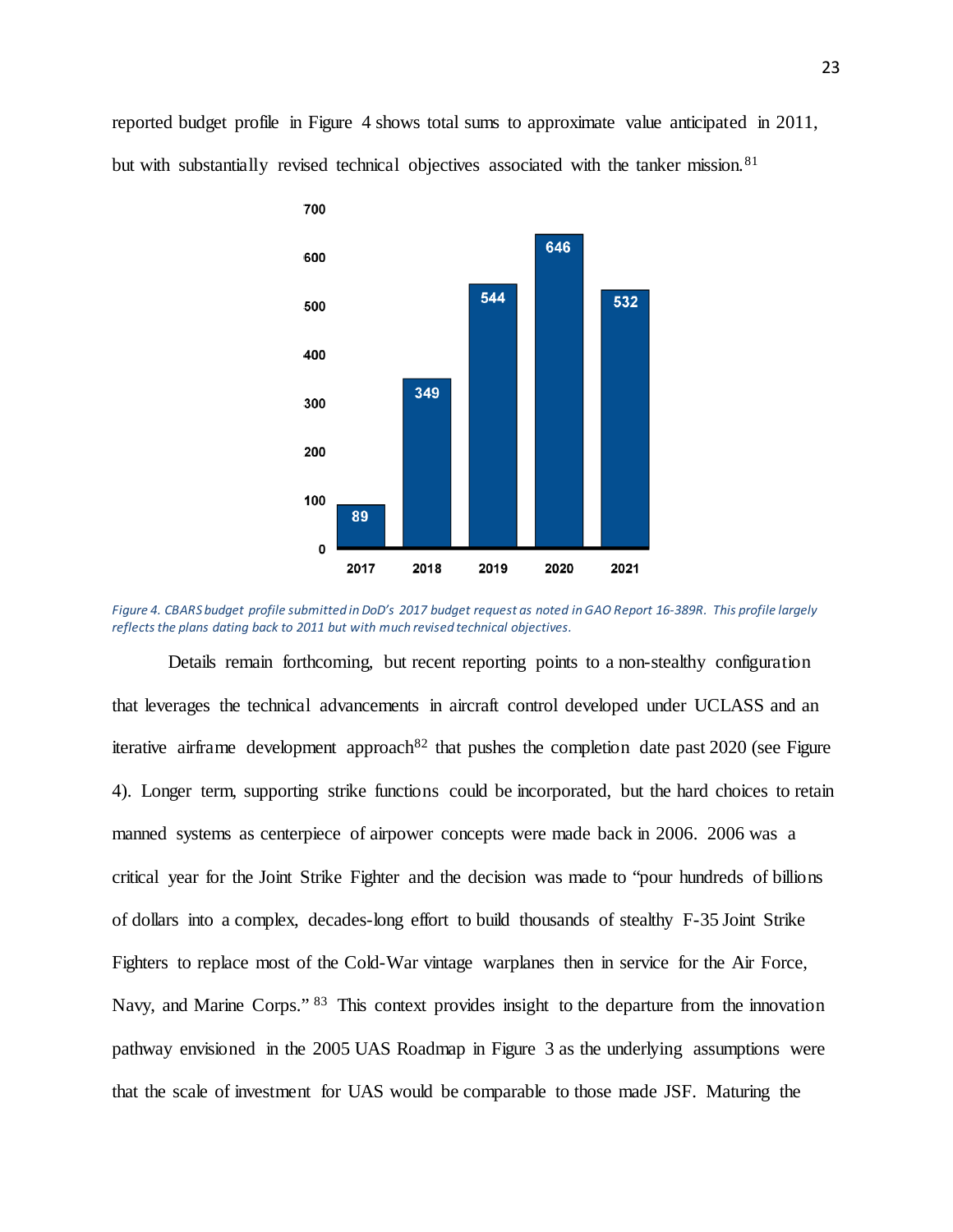reported budget profile in Figure 4 shows total sums to approximate value anticipated in 2011, but with substantially revised technical objectives associated with the tanker mission.[81]

| Year | Budget |
| --- | --- |
| 2017 | 89 |
| 2018 | 349 |
| 2019 | 544 |
| 2020 | 646 |
| 2021 | 532 |

*Figure 4. CBARS budget profile submitted in DoD's 2017 budget request as noted in GAO Report 16-389R. This profile largely reflects the plans dating back to 2011 but with much revised technical objectives.*

Details remain forthcoming, but recent reporting points to a non-stealthy configuration that leverages the technical advancements in aircraft control developed under UCLASS and an iterative airframe development approach[82] that pushes the completion date past 2020 (see Figure 4). Longer term, supporting strike functions could be incorporated, but the hard choices to retain manned systems as centerpiece of airpower concepts were made back in 2006. 2006 was a critical year for the Joint Strike Fighter and the decision was made to "pour hundreds of billions of dollars into a complex, decades-long effort to build thousands of stealthy F-35 Joint Strike Fighters to replace most of the Cold-War vintage warplanes then in service for the Air Force, Navy, and Marine Corps."[83] This context provides insight to the departure from the innovation pathway envisioned in the 2005 UAS Roadmap in Figure 3 as the underlying assumptions were that the scale of investment for UAS would be comparable to those made JSF. Maturing the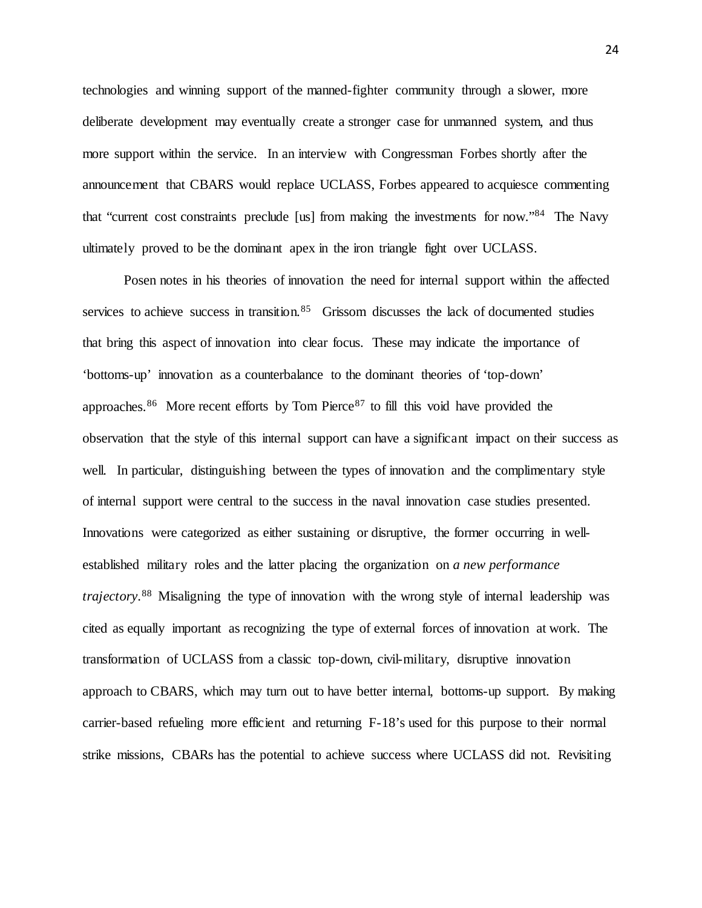technologies and winning support of the manned-fighter community through a slower, more deliberate development may eventually create a stronger case for unmanned system, and thus more support within the service. In an interview with Congressman Forbes shortly after the announcement that CBARS would replace UCLASS, Forbes appeared to acquiesce commenting that "current cost constraints preclude [us] from making the investments for now."[84] The Navy ultimately proved to be the dominant apex in the iron triangle fight over UCLASS.

Posen notes in his theories of innovation the need for internal support within the affected services to achieve success in transition.[85] Grissom discusses the lack of documented studies that bring this aspect of innovation into clear focus. These may indicate the importance of 'bottoms-up' innovation as a counterbalance to the dominant theories of 'top-down' approaches.[86] More recent efforts by Tom Pierce[87] to fill this void have provided the observation that the style of this internal support can have a significant impact on their success as well. In particular, distinguishing between the types of innovation and the complimentary style of internal support were central to the success in the naval innovation case studies presented. Innovations were categorized as either sustaining or disruptive, the former occurring in well-established military roles and the latter placing the organization on *a new performance trajectory*.[88] Misaligning the type of innovation with the wrong style of internal leadership was cited as equally important as recognizing the type of external forces of innovation at work. The transformation of UCLASS from a classic top-down, civil-military, disruptive innovation approach to CBARS, which may turn out to have better internal, bottoms-up support. By making carrier-based refueling more efficient and returning F-18's used for this purpose to their normal strike missions, CBARs has the potential to achieve success where UCLASS did not. Revisiting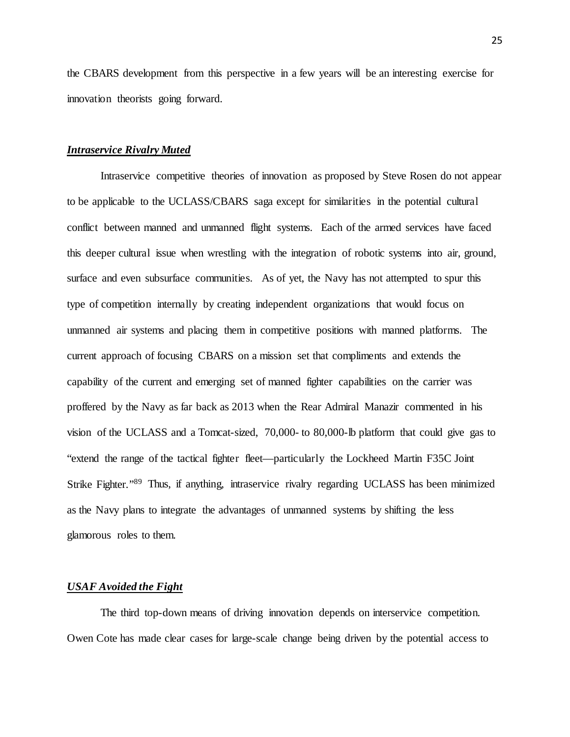the CBARS development from this perspective in a few years will be an interesting exercise for innovation theorists going forward.

### ***Intraservice Rivalry Muted***

Intraservice competitive theories of innovation as proposed by Steve Rosen do not appear to be applicable to the UCLASS/CBARS saga except for similarities in the potential cultural conflict between manned and unmanned flight systems. Each of the armed services have faced this deeper cultural issue when wrestling with the integration of robotic systems into air, ground, surface and even subsurface communities. As of yet, the Navy has not attempted to spur this type of competition internally by creating independent organizations that would focus on unmanned air systems and placing them in competitive positions with manned platforms. The current approach of focusing CBARS on a mission set that compliments and extends the capability of the current and emerging set of manned fighter capabilities on the carrier was proffered by the Navy as far back as 2013 when the Rear Admiral Manazir commented in his vision of the UCLASS and a Tomcat-sized, 70,000- to 80,000-lb platform that could give gas to "extend the range of the tactical fighter fleet—particularly the Lockheed Martin F35C Joint Strike Fighter."[89] Thus, if anything, intraservice rivalry regarding UCLASS has been minimized as the Navy plans to integrate the advantages of unmanned systems by shifting the less glamorous roles to them.

### ***USAF Avoided the Fight***

The third top-down means of driving innovation depends on interservice competition. Owen Cote has made clear cases for large-scale change being driven by the potential access to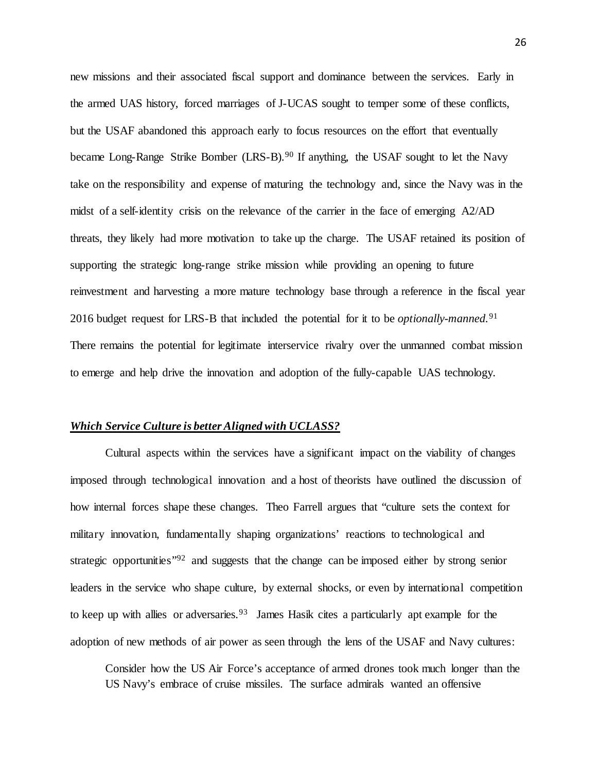new missions and their associated fiscal support and dominance between the services. Early in the armed UAS history, forced marriages of J-UCAS sought to temper some of these conflicts, but the USAF abandoned this approach early to focus resources on the effort that eventually became Long-Range Strike Bomber (LRS-B).[90] If anything, the USAF sought to let the Navy take on the responsibility and expense of maturing the technology and, since the Navy was in the midst of a self-identity crisis on the relevance of the carrier in the face of emerging A2/AD threats, they likely had more motivation to take up the charge. The USAF retained its position of supporting the strategic long-range strike mission while providing an opening to future reinvestment and harvesting a more mature technology base through a reference in the fiscal year 2016 budget request for LRS-B that included the potential for it to be *optionally-manned.*[91] There remains the potential for legitimate interservice rivalry over the unmanned combat mission to emerge and help drive the innovation and adoption of the fully-capable UAS technology.

***Which Service Culture is better Aligned with UCLASS?***

Cultural aspects within the services have a significant impact on the viability of changes imposed through technological innovation and a host of theorists have outlined the discussion of how internal forces shape these changes. Theo Farrell argues that "culture sets the context for military innovation, fundamentally shaping organizations' reactions to technological and strategic opportunities"[92] and suggests that the change can be imposed either by strong senior leaders in the service who shape culture, by external shocks, or even by international competition to keep up with allies or adversaries.[93] James Hasik cites a particularly apt example for the adoption of new methods of air power as seen through the lens of the USAF and Navy cultures:

> Consider how the US Air Force's acceptance of armed drones took much longer than the US Navy's embrace of cruise missiles. The surface admirals wanted an offensive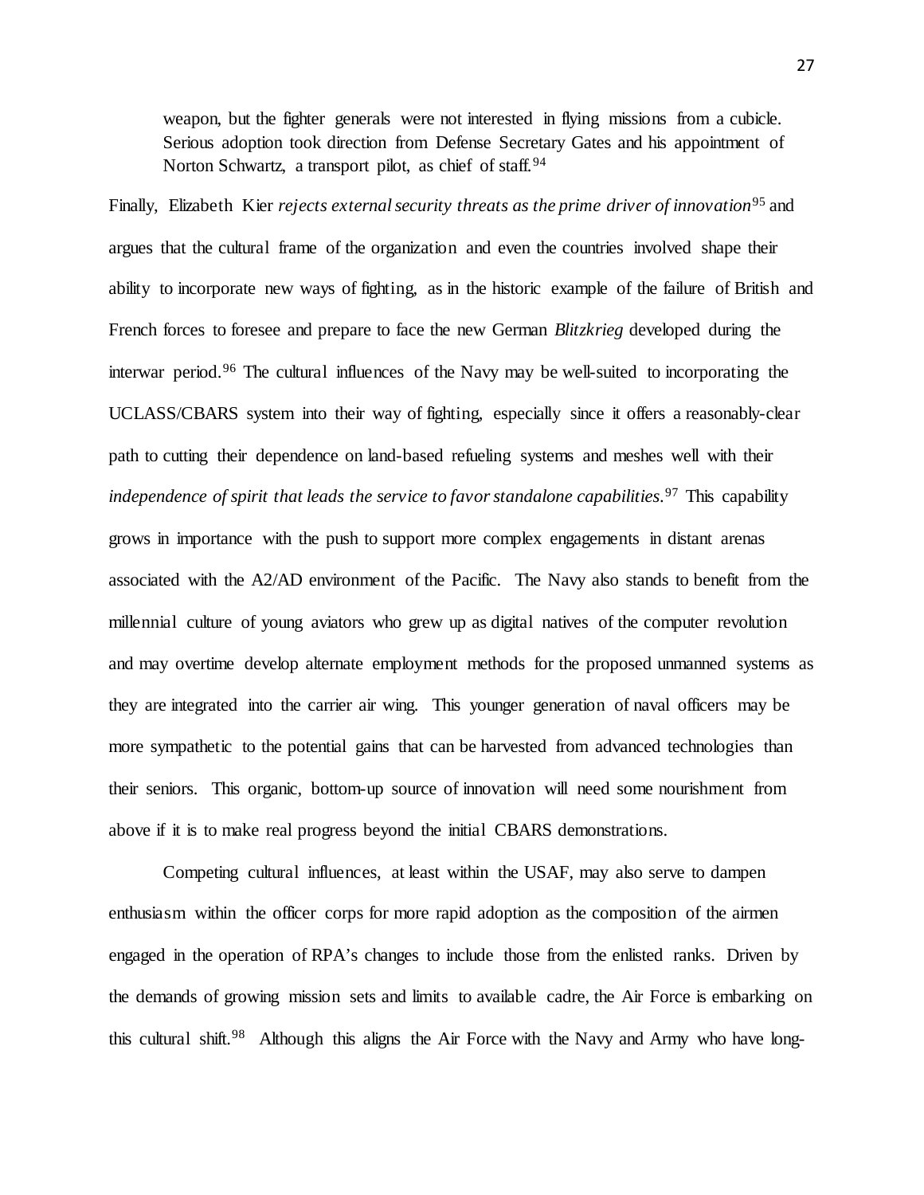weapon, but the fighter generals were not interested in flying missions from a cubicle. Serious adoption took direction from Defense Secretary Gates and his appointment of Norton Schwartz, a transport pilot, as chief of staff.[94]

Finally, Elizabeth Kier *rejects external security threats as the prime driver of innovation*[95] and argues that the cultural frame of the organization and even the countries involved shape their ability to incorporate new ways of fighting, as in the historic example of the failure of British and French forces to foresee and prepare to face the new German *Blitzkrieg* developed during the interwar period.[96] The cultural influences of the Navy may be well-suited to incorporating the UCLASS/CBARS system into their way of fighting, especially since it offers a reasonably-clear path to cutting their dependence on land-based refueling systems and meshes well with their *independence of spirit that leads the service to favor standalone capabilities*.[97] This capability grows in importance with the push to support more complex engagements in distant arenas associated with the A2/AD environment of the Pacific. The Navy also stands to benefit from the millennial culture of young aviators who grew up as digital natives of the computer revolution and may overtime develop alternate employment methods for the proposed unmanned systems as they are integrated into the carrier air wing. This younger generation of naval officers may be more sympathetic to the potential gains that can be harvested from advanced technologies than their seniors. This organic, bottom-up source of innovation will need some nourishment from above if it is to make real progress beyond the initial CBARS demonstrations.

Competing cultural influences, at least within the USAF, may also serve to dampen enthusiasm within the officer corps for more rapid adoption as the composition of the airmen engaged in the operation of RPA's changes to include those from the enlisted ranks. Driven by the demands of growing mission sets and limits to available cadre, the Air Force is embarking on this cultural shift.[98] Although this aligns the Air Force with the Navy and Army who have long-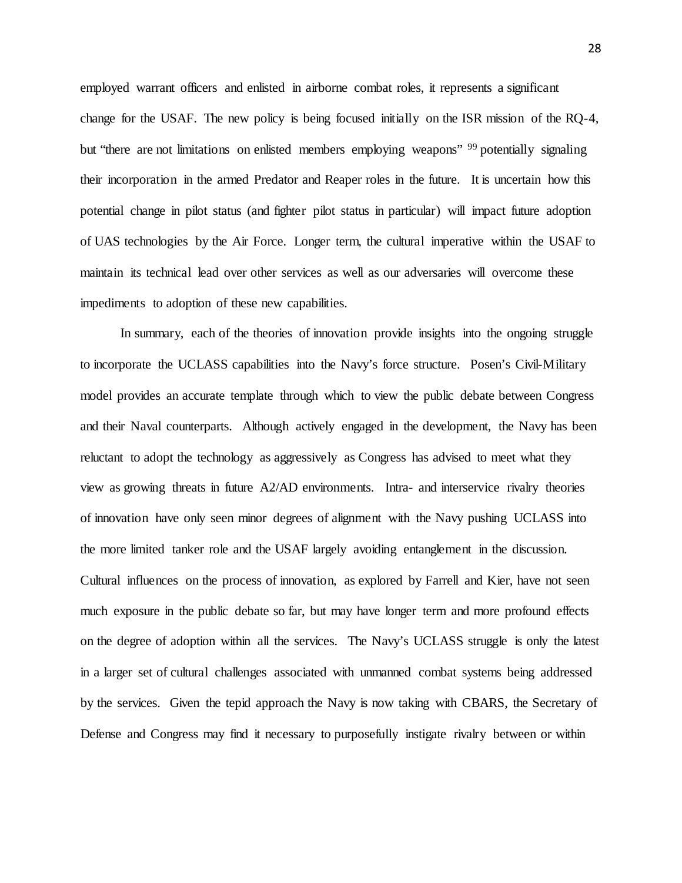employed warrant officers and enlisted in airborne combat roles, it represents a significant change for the USAF. The new policy is being focused initially on the ISR mission of the RQ-4, but "there are not limitations on enlisted members employing weapons" [99] potentially signaling their incorporation in the armed Predator and Reaper roles in the future. It is uncertain how this potential change in pilot status (and fighter pilot status in particular) will impact future adoption of UAS technologies by the Air Force. Longer term, the cultural imperative within the USAF to maintain its technical lead over other services as well as our adversaries will overcome these impediments to adoption of these new capabilities.

In summary, each of the theories of innovation provide insights into the ongoing struggle to incorporate the UCLASS capabilities into the Navy's force structure. Posen's Civil-Military model provides an accurate template through which to view the public debate between Congress and their Naval counterparts. Although actively engaged in the development, the Navy has been reluctant to adopt the technology as aggressively as Congress has advised to meet what they view as growing threats in future A2/AD environments. Intra- and interservice rivalry theories of innovation have only seen minor degrees of alignment with the Navy pushing UCLASS into the more limited tanker role and the USAF largely avoiding entanglement in the discussion. Cultural influences on the process of innovation, as explored by Farrell and Kier, have not seen much exposure in the public debate so far, but may have longer term and more profound effects on the degree of adoption within all the services. The Navy's UCLASS struggle is only the latest in a larger set of cultural challenges associated with unmanned combat systems being addressed by the services. Given the tepid approach the Navy is now taking with CBARS, the Secretary of Defense and Congress may find it necessary to purposefully instigate rivalry between or within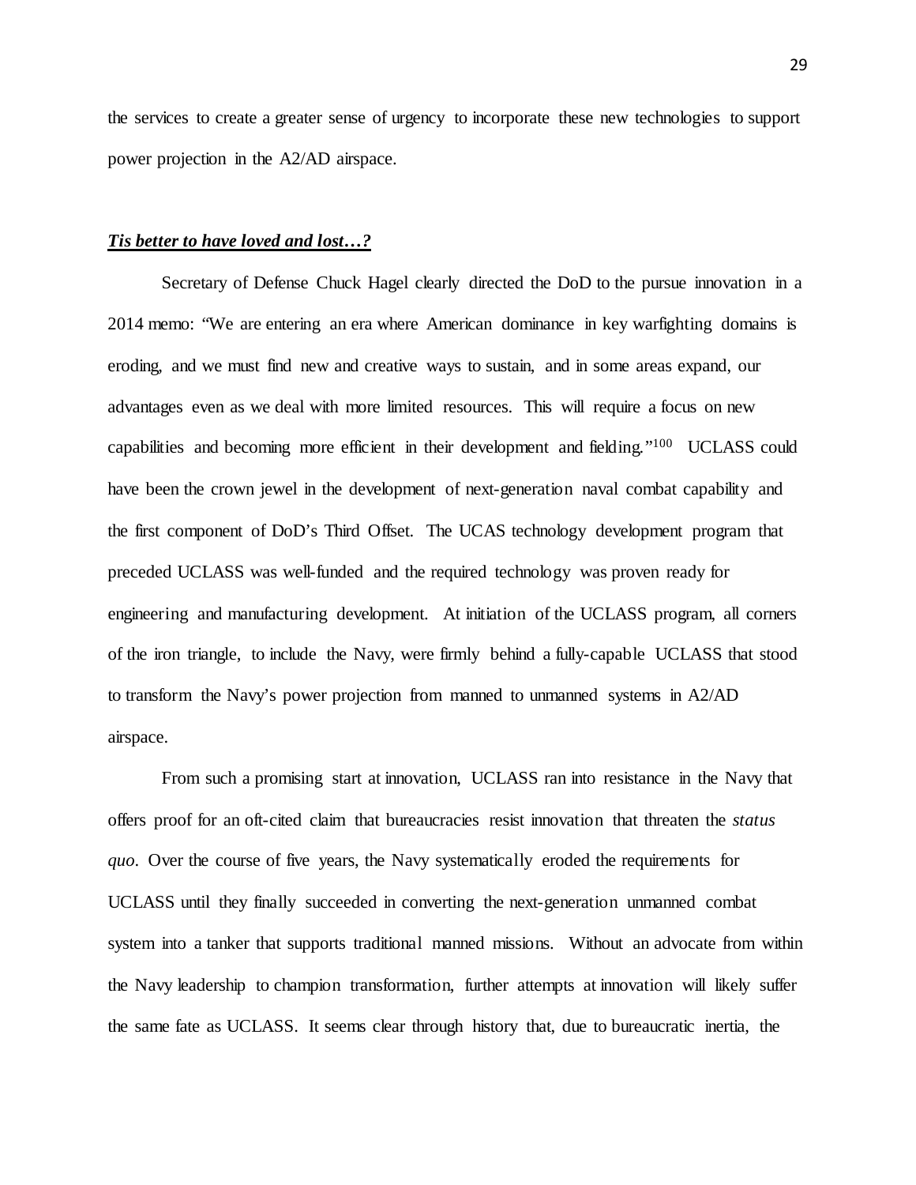the services to create a greater sense of urgency to incorporate these new technologies to support power projection in the A2/AD airspace.

***<u>Tis better to have loved and lost…?</u>***

Secretary of Defense Chuck Hagel clearly directed the DoD to the pursue innovation in a 2014 memo: "We are entering an era where American dominance in key warfighting domains is eroding, and we must find new and creative ways to sustain, and in some areas expand, our advantages even as we deal with more limited resources. This will require a focus on new capabilities and becoming more efficient in their development and fielding."[100] UCLASS could have been the crown jewel in the development of next-generation naval combat capability and the first component of DoD's Third Offset. The UCAS technology development program that preceded UCLASS was well-funded and the required technology was proven ready for engineering and manufacturing development. At initiation of the UCLASS program, all corners of the iron triangle, to include the Navy, were firmly behind a fully-capable UCLASS that stood to transform the Navy's power projection from manned to unmanned systems in A2/AD airspace.

From such a promising start at innovation, UCLASS ran into resistance in the Navy that offers proof for an oft-cited claim that bureaucracies resist innovation that threaten the *status quo*. Over the course of five years, the Navy systematically eroded the requirements for UCLASS until they finally succeeded in converting the next-generation unmanned combat system into a tanker that supports traditional manned missions. Without an advocate from within the Navy leadership to champion transformation, further attempts at innovation will likely suffer the same fate as UCLASS. It seems clear through history that, due to bureaucratic inertia, the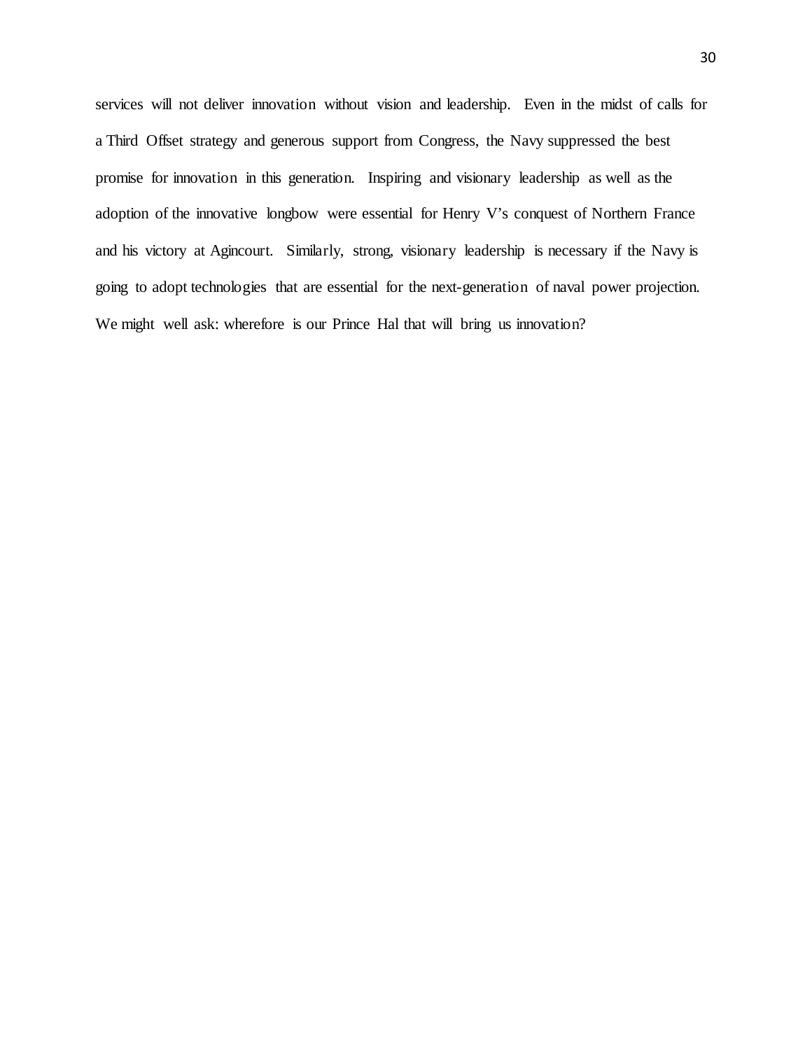services will not deliver innovation without vision and leadership. Even in the midst of calls for a Third Offset strategy and generous support from Congress, the Navy suppressed the best promise for innovation in this generation. Inspiring and visionary leadership as well as the adoption of the innovative longbow were essential for Henry V's conquest of Northern France and his victory at Agincourt. Similarly, strong, visionary leadership is necessary if the Navy is going to adopt technologies that are essential for the next-generation of naval power projection. We might well ask: wherefore is our Prince Hal that will bring us innovation?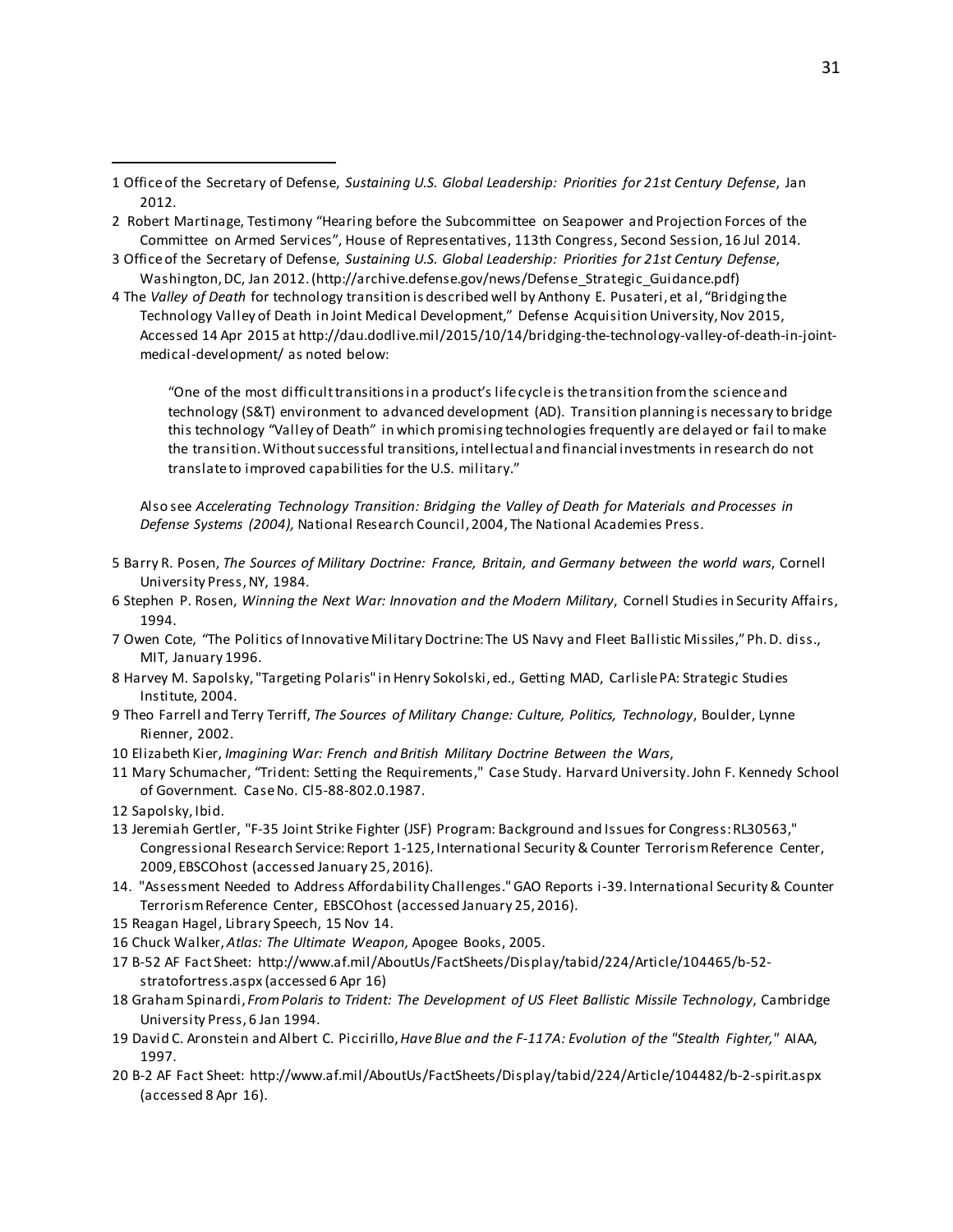1 Office of the Secretary of Defense, *Sustaining U.S. Global Leadership: Priorities for 21st Century Defense*, Jan 2012.

2 Robert Martinage, Testimony "Hearing before the Subcommittee on Seapower and Projection Forces of the Committee on Armed Services", House of Representatives, 113th Congress, Second Session, 16 Jul 2014.

3 Office of the Secretary of Defense, *Sustaining U.S. Global Leadership: Priorities for 21st Century Defense*, Washington, DC, Jan 2012. (http://archive.defense.gov/news/Defense_Strategic_Guidance.pdf)

4 The *Valley of Death* for technology transition is described well by Anthony E. Pusateri, et al, "Bridging the Technology Valley of Death in Joint Medical Development," Defense Acquisition University, Nov 2015, Accessed 14 Apr 2015 at http://dau.dodlive.mil/2015/10/14/bridging-the-technology-valley-of-death-in-joint-medical-development/ as noted below:

> "One of the most difficult transitions in a product's life cycle is the transition from the science and technology (S&T) environment to advanced development (AD). Transition planning is necessary to bridge this technology "Valley of Death" in which promising technologies frequently are delayed or fail to make the transition. Without successful transitions, intellectual and financial investments in research do not translate to improved capabilities for the U.S. military."

Also see *Accelerating Technology Transition: Bridging the Valley of Death for Materials and Processes in Defense Systems (2004),* National Research Council, 2004, The National Academies Press.

5 Barry R. Posen, *The Sources of Military Doctrine: France, Britain, and Germany between the world wars*, Cornell University Press, NY, 1984.

6 Stephen P. Rosen, *Winning the Next War: Innovation and the Modern Military*, Cornell Studies in Security Affairs, 1994.

7 Owen Cote, "The Politics of Innovative Military Doctrine: The US Navy and Fleet Ballistic Missiles," Ph. D. diss., MIT, January 1996.

8 Harvey M. Sapolsky, "Targeting Polaris" in Henry Sokolski, ed., Getting MAD, Carlisle PA: Strategic Studies Institute, 2004.

9 Theo Farrell and Terry Terriff, *The Sources of Military Change: Culture, Politics, Technology*, Boulder, Lynne Rienner, 2002.

10 Elizabeth Kier, *Imagining War: French and British Military Doctrine Between the Wars*,

11 Mary Schumacher, "Trident: Setting the Requirements," Case Study. Harvard University. John F. Kennedy School of Government. Case No. Cl5-88-802.0.1987.

12 Sapolsky, Ibid.

13 Jeremiah Gertler, "F-35 Joint Strike Fighter (JSF) Program: Background and Issues for Congress: RL30563," Congressional Research Service: Report 1-125, International Security & Counter Terrorism Reference Center, 2009, EBSCOhost (accessed January 25, 2016).

14. "Assessment Needed to Address Affordability Challenges." GAO Reports i-39. International Security & Counter Terrorism Reference Center, EBSCOhost (accessed January 25, 2016).

15 Reagan Hagel, Library Speech, 15 Nov 14.

16 Chuck Walker, *Atlas: The Ultimate Weapon,* Apogee Books, 2005.

17 B-52 AF Fact Sheet: http://www.af.mil/AboutUs/FactSheets/Display/tabid/224/Article/104465/b-52-stratofortress.aspx (accessed 6 Apr 16)

18 Graham Spinardi, *From Polaris to Trident: The Development of US Fleet Ballistic Missile Technology*, Cambridge University Press, 6 Jan 1994.

19 David C. Aronstein and Albert C. Piccirillo, *Have Blue and the F-117A: Evolution of the "Stealth Fighter,"* AIAA, 1997.

20 B-2 AF Fact Sheet: http://www.af.mil/AboutUs/FactSheets/Display/tabid/224/Article/104482/b-2-spirit.aspx (accessed 8 Apr 16).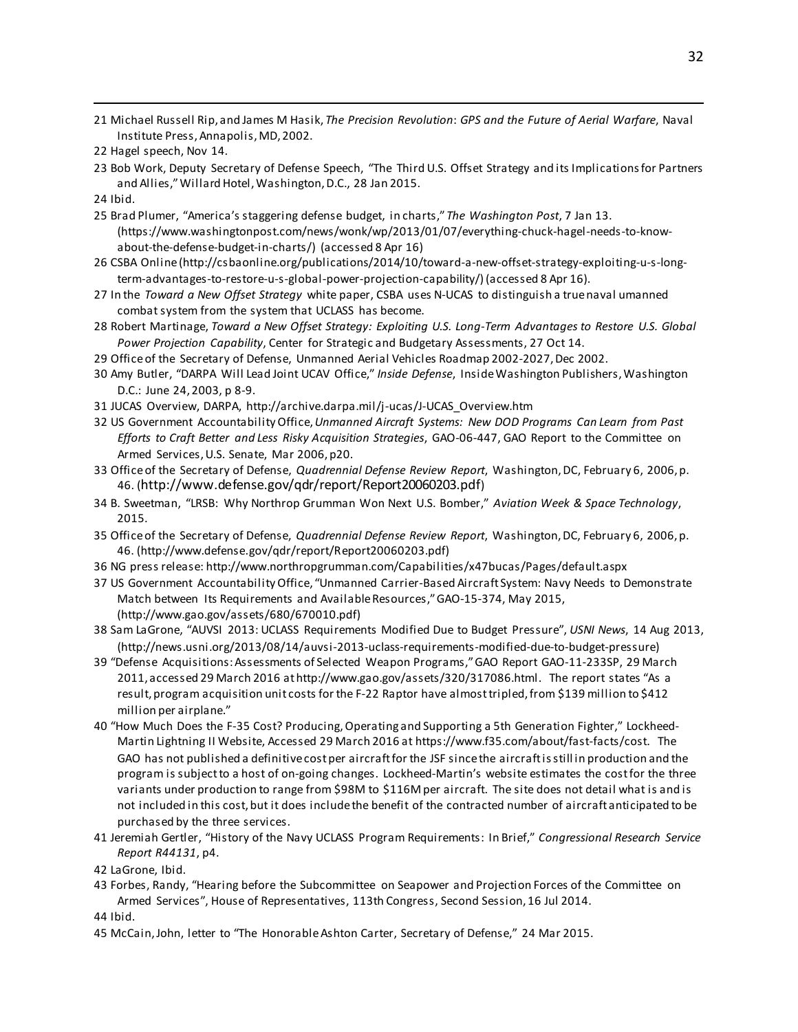21 Michael Russell Rip, and James M Hasik, *The Precision Revolution*: *GPS and the Future of Aerial Warfare*, Naval Institute Press, Annapolis, MD, 2002.

22 Hagel speech, Nov 14.

23 Bob Work, Deputy Secretary of Defense Speech, "The Third U.S. Offset Strategy and its Implications for Partners and Allies," Willard Hotel, Washington, D.C., 28 Jan 2015.

24 Ibid.

25 Brad Plumer, "America's staggering defense budget, in charts," *The Washington Post*, 7 Jan 13. (https://www.washingtonpost.com/news/wonk/wp/2013/01/07/everything-chuck-hagel-needs-to-know-about-the-defense-budget-in-charts/) (accessed 8 Apr 16)

26 CSBA Online (http://csbaonline.org/publications/2014/10/toward-a-new-offset-strategy-exploiting-u-s-long-term-advantages-to-restore-u-s-global-power-projection-capability/) (accessed 8 Apr 16).

27 In the *Toward a New Offset Strategy* white paper, CSBA uses N-UCAS to distinguish a true naval umanned combat system from the system that UCLASS has become.

28 Robert Martinage, *Toward a New Offset Strategy: Exploiting U.S. Long-Term Advantages to Restore U.S. Global Power Projection Capability*, Center for Strategic and Budgetary Assessments, 27 Oct 14.

29 Office of the Secretary of Defense, Unmanned Aerial Vehicles Roadmap 2002-2027, Dec 2002.

30 Amy Butler, "DARPA Will Lead Joint UCAV Office," *Inside Defense*, Inside Washington Publishers, Washington D.C.: June 24, 2003, p 8-9.

31 JUCAS Overview, DARPA, http://archive.darpa.mil/j-ucas/J-UCAS_Overview.htm

32 US Government Accountability Office, *Unmanned Aircraft Systems: New DOD Programs Can Learn from Past Efforts to Craft Better and Less Risky Acquisition Strategies*, GAO-06-447, GAO Report to the Committee on Armed Services, U.S. Senate, Mar 2006, p20.

33 Office of the Secretary of Defense, *Quadrennial Defense Review Report*, Washington, DC, February 6, 2006, p. 46. (http://www.defense.gov/qdr/report/Report20060203.pdf)

34 B. Sweetman, "LRSB: Why Northrop Grumman Won Next U.S. Bomber," *Aviation Week & Space Technology*, 2015.

35 Office of the Secretary of Defense, *Quadrennial Defense Review Report*, Washington, DC, February 6, 2006, p. 46. (http://www.defense.gov/qdr/report/Report20060203.pdf)

36 NG press release: http://www.northropgrumman.com/Capabilities/x47bucas/Pages/default.aspx

37 US Government Accountability Office, "Unmanned Carrier-Based Aircraft System: Navy Needs to Demonstrate Match between Its Requirements and Available Resources," GAO-15-374, May 2015, (http://www.gao.gov/assets/680/670010.pdf)

38 Sam LaGrone, "AUVSI 2013: UCLASS Requirements Modified Due to Budget Pressure", *USNI News*, 14 Aug 2013, (http://news.usni.org/2013/08/14/auvsi-2013-uclass-requirements-modified-due-to-budget-pressure)

39 "Defense Acquisitions: Assessments of Selected Weapon Programs," GAO Report GAO-11-233SP, 29 March 2011, accessed 29 March 2016 at http://www.gao.gov/assets/320/317086.html. The report states "As a result, program acquisition unit costs for the F-22 Raptor have almost tripled, from $139 million to $412 million per airplane."

40 "How Much Does the F-35 Cost? Producing, Operating and Supporting a 5th Generation Fighter," Lockheed-Martin Lightning II Website, Accessed 29 March 2016 at https://www.f35.com/about/fast-facts/cost. The GAO has not published a definitive cost per aircraft for the JSF since the aircraft is still in production and the program is subject to a host of on-going changes. Lockheed-Martin's website estimates the cost for the three variants under production to range from $98M to $116M per aircraft. The site does not detail what is and is not included in this cost, but it does include the benefit of the contracted number of aircraft anticipated to be purchased by the three services.

41 Jeremiah Gertler, "History of the Navy UCLASS Program Requirements: In Brief," *Congressional Research Service Report R44131*, p4.

42 LaGrone, Ibid.

43 Forbes, Randy, "Hearing before the Subcommittee on Seapower and Projection Forces of the Committee on Armed Services", House of Representatives, 113th Congress, Second Session, 16 Jul 2014.

44 Ibid.

45 McCain, John, letter to "The Honorable Ashton Carter, Secretary of Defense," 24 Mar 2015.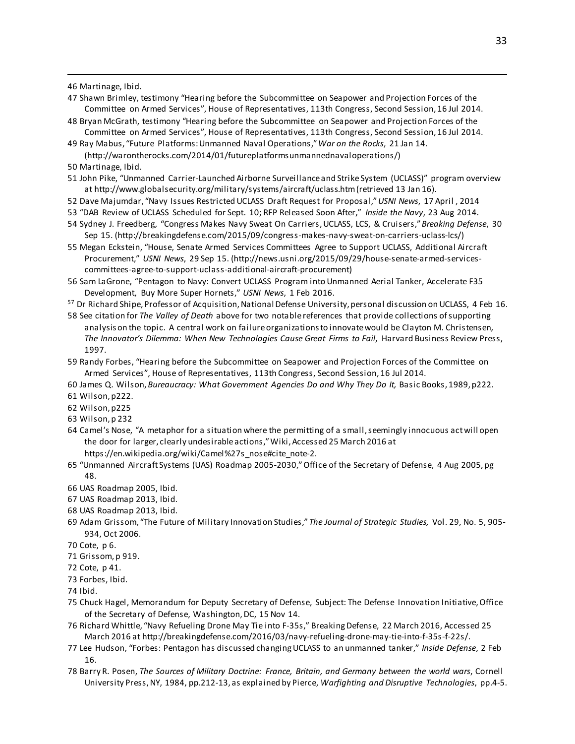46 Martinage, Ibid.

47 Shawn Brimley, testimony "Hearing before the Subcommittee on Seapower and Projection Forces of the Committee on Armed Services", House of Representatives, 113th Congress, Second Session, 16 Jul 2014.

48 Bryan McGrath, testimony "Hearing before the Subcommittee on Seapower and Projection Forces of the Committee on Armed Services", House of Representatives, 113th Congress, Second Session, 16 Jul 2014.

49 Ray Mabus, "Future Platforms: Unmanned Naval Operations," *War on the Rocks*, 21 Jan 14. (http://warontherocks.com/2014/01/futureplatformsunmannednavaloperations/)

50 Martinage, Ibid.

51 John Pike, "Unmanned Carrier-Launched Airborne Surveillance and Strike System (UCLASS)" program overview at http://www.globalsecurity.org/military/systems/aircraft/uclass.htm (retrieved 13 Jan 16).

52 Dave Majumdar, "Navy Issues Restricted UCLASS Draft Request for Proposal," *USNI News*, 17 April , 2014

53 "DAB Review of UCLASS Scheduled for Sept. 10; RFP Released Soon After," *Inside the Navy*, 23 Aug 2014.

54 Sydney J. Freedberg, "Congress Makes Navy Sweat On Carriers, UCLASS, LCS, & Cruisers," *Breaking Defense*, 30 Sep 15. (http://breakingdefense.com/2015/09/congress-makes-navy-sweat-on-carriers-uclass-lcs/)

55 Megan Eckstein, "House, Senate Armed Services Committees Agree to Support UCLASS, Additional Aircraft Procurement," *USNI News*, 29 Sep 15. (http://news.usni.org/2015/09/29/house-senate-armed-services-committees-agree-to-support-uclass-additional-aircraft-procurement)

56 Sam LaGrone, "Pentagon to Navy: Convert UCLASS Program into Unmanned Aerial Tanker, Accelerate F35 Development, Buy More Super Hornets," *USNI News*, 1 Feb 2016.

57 Dr Richard Shipe, Professor of Acquisition, National Defense University, personal discussion on UCLASS, 4 Feb 16.

58 See citation for *The Valley of Death* above for two notable references that provide collections of supporting analysis on the topic. A central work on failure organizations to innovate would be Clayton M. Christensen, *The Innovator's Dilemma: When New Technologies Cause Great Firms to Fail*, Harvard Business Review Press, 1997.

59 Randy Forbes, "Hearing before the Subcommittee on Seapower and Projection Forces of the Committee on Armed Services", House of Representatives, 113th Congress, Second Session, 16 Jul 2014.

60 James Q. Wilson, *Bureaucracy: What Government Agencies Do and Why They Do It,* Basic Books, 1989, p222.

61 Wilson, p222.

62 Wilson, p225

63 Wilson, p 232

64 Camel's Nose, "A metaphor for a situation where the permitting of a small, seemingly innocuous act will open the door for larger, clearly undesirable actions," Wiki, Accessed 25 March 2016 at https://en.wikipedia.org/wiki/Camel%27s_nose#cite_note-2.

65 "Unmanned Aircraft Systems (UAS) Roadmap 2005-2030," Office of the Secretary of Defense, 4 Aug 2005, pg 48.

66 UAS Roadmap 2005, Ibid.

67 UAS Roadmap 2013, Ibid.

68 UAS Roadmap 2013, Ibid.

69 Adam Grissom, "The Future of Military Innovation Studies," *The Journal of Strategic Studies,* Vol. 29, No. 5, 905-934, Oct 2006.

70 Cote, p 6.

71 Grissom, p 919.

72 Cote, p 41.

73 Forbes, Ibid.

74 Ibid.

75 Chuck Hagel, Memorandum for Deputy Secretary of Defense, Subject: The Defense Innovation Initiative, Office of the Secretary of Defense, Washington, DC, 15 Nov 14.

76 Richard Whittle, "Navy Refueling Drone May Tie into F-35s," Breaking Defense, 22 March 2016, Accessed 25 March 2016 at http://breakingdefense.com/2016/03/navy-refueling-drone-may-tie-into-f-35s-f-22s/.

77 Lee Hudson, "Forbes: Pentagon has discussed changing UCLASS to an unmanned tanker," *Inside Defense*, 2 Feb 16.

78 Barry R. Posen, *The Sources of Military Doctrine: France, Britain, and Germany between the world wars*, Cornell University Press, NY, 1984, pp.212-13, as explained by Pierce, *Warfighting and Disruptive Technologies*, pp.4-5.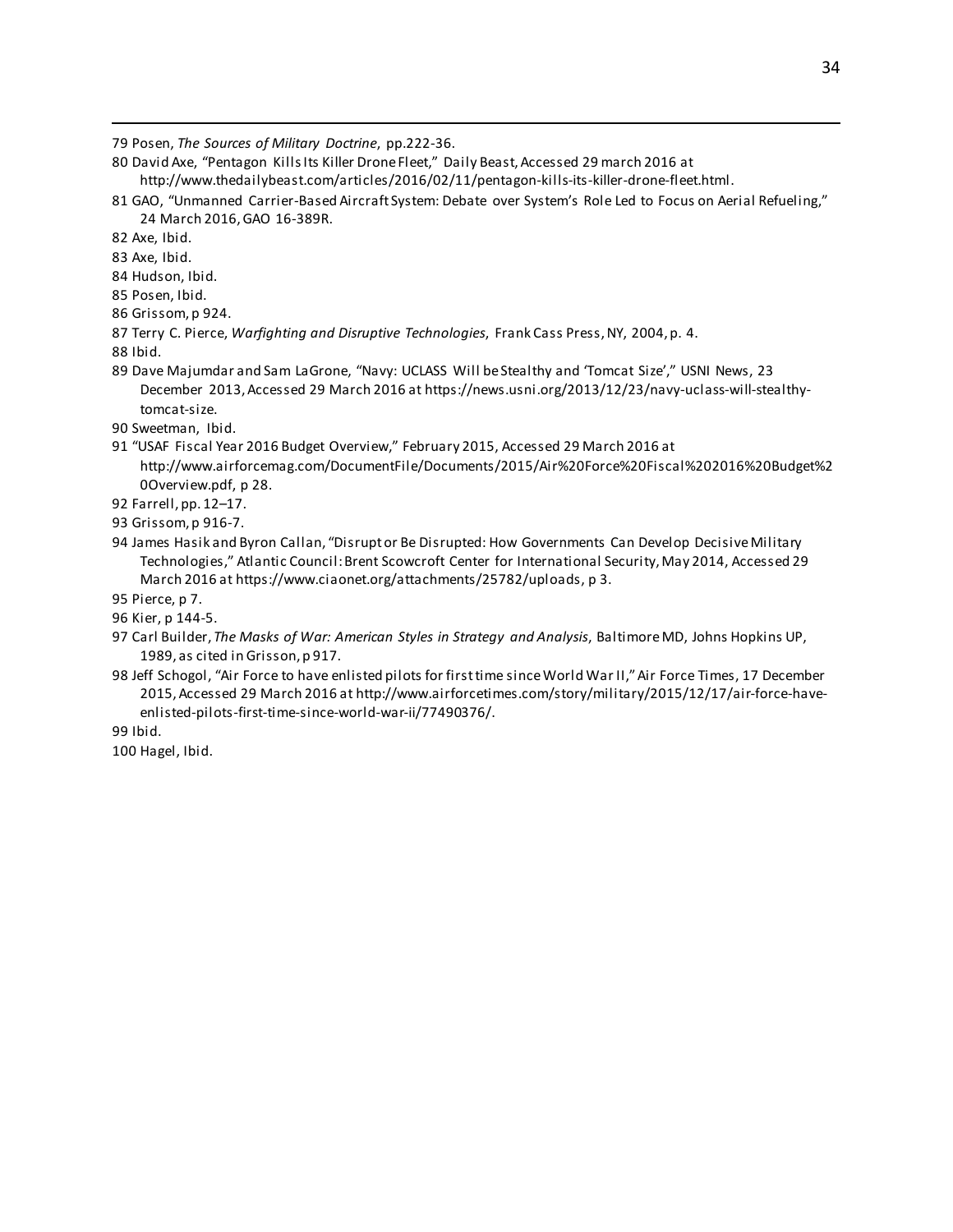79 Posen, *The Sources of Military Doctrine*, pp.222-36.

80 David Axe, "Pentagon Kills Its Killer Drone Fleet," Daily Beast, Accessed 29 march 2016 at http://www.thedailybeast.com/articles/2016/02/11/pentagon-kills-its-killer-drone-fleet.html.

81 GAO, "Unmanned Carrier-Based Aircraft System: Debate over System's Role Led to Focus on Aerial Refueling," 24 March 2016, GAO 16-389R.

82 Axe, Ibid.

83 Axe, Ibid.

84 Hudson, Ibid.

85 Posen, Ibid.

86 Grissom, p 924.

87 Terry C. Pierce, *Warfighting and Disruptive Technologies*, Frank Cass Press, NY, 2004, p. 4.

88 Ibid.

89 Dave Majumdar and Sam LaGrone, "Navy: UCLASS Will be Stealthy and 'Tomcat Size'," USNI News, 23 December 2013, Accessed 29 March 2016 at https://news.usni.org/2013/12/23/navy-uclass-will-stealthy-tomcat-size.

90 Sweetman, Ibid.

91 "USAF Fiscal Year 2016 Budget Overview," February 2015, Accessed 29 March 2016 at http://www.airforcemag.com/DocumentFile/Documents/2015/Air%20Force%20Fiscal%202016%20Budget%20Overview.pdf, p 28.

92 Farrell, pp. 12–17.

93 Grissom, p 916-7.

94 James Hasik and Byron Callan, "Disrupt or Be Disrupted: How Governments Can Develop Decisive Military Technologies," Atlantic Council: Brent Scowcroft Center for International Security, May 2014, Accessed 29 March 2016 at https://www.ciaonet.org/attachments/25782/uploads, p 3.

95 Pierce, p 7.

96 Kier, p 144-5.

97 Carl Builder, *The Masks of War: American Styles in Strategy and Analysis*, Baltimore MD, Johns Hopkins UP, 1989, as cited in Grisson, p 917.

98 Jeff Schogol, "Air Force to have enlisted pilots for first time since World War II," Air Force Times, 17 December 2015, Accessed 29 March 2016 at http://www.airforcetimes.com/story/military/2015/12/17/air-force-have-enlisted-pilots-first-time-since-world-war-ii/77490376/.

99 Ibid.

100 Hagel, Ibid.